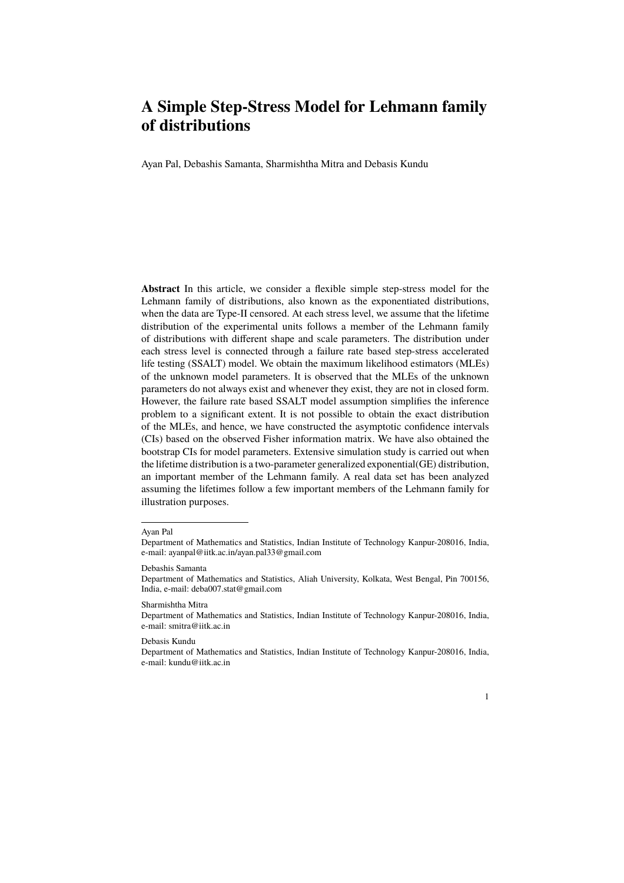# A Simple Step-Stress Model for Lehmann family of distributions

Ayan Pal, Debashis Samanta, Sharmishtha Mitra and Debasis Kundu

**Abstract** In this article, we consider a flexible simple step-stress model for the Lehmann family of distributions, also known as the exponentiated distributions, when the data are Type-II censored. At each stress level, we assume that the lifetime distribution of the experimental units follows a member of the Lehmann family of distributions with different shape and scale parameters. The distribution under each stress level is connected through a failure rate based step-stress accelerated life testing (SSALT) model. We obtain the maximum likelihood estimators (MLEs) of the unknown model parameters. It is observed that the MLEs of the unknown parameters do not always exist and whenever they exist, they are not in closed form. However, the failure rate based SSALT model assumption simplifies the inference problem to a significant extent. It is not possible to obtain the exact distribution of the MLEs, and hence, we have constructed the asymptotic confidence intervals (CIs) based on the observed Fisher information matrix. We have also obtained the bootstrap CIs for model parameters. Extensive simulation study is carried out when the lifetime distribution is a two-parameter generalized exponential(GE) distribution, an important member of the Lehmann family. A real data set has been analyzed assuming the lifetimes follow a few important members of the Lehmann family for illustration purposes.

---

Ayan Pal
Department of Mathematics and Statistics, Indian Institute of Technology Kanpur-208016, India, e-mail: ayanpal@iitk.ac.in/ayan.pal33@gmail.com

Debashis Samanta
Department of Mathematics and Statistics, Aliah University, Kolkata, West Bengal, Pin 700156, India, e-mail: deba007.stat@gmail.com

Sharmishtha Mitra
Department of Mathematics and Statistics, Indian Institute of Technology Kanpur-208016, India, e-mail: smitra@iitk.ac.in

Debasis Kundu
Department of Mathematics and Statistics, Indian Institute of Technology Kanpur-208016, India, e-mail: kundu@iitk.ac.in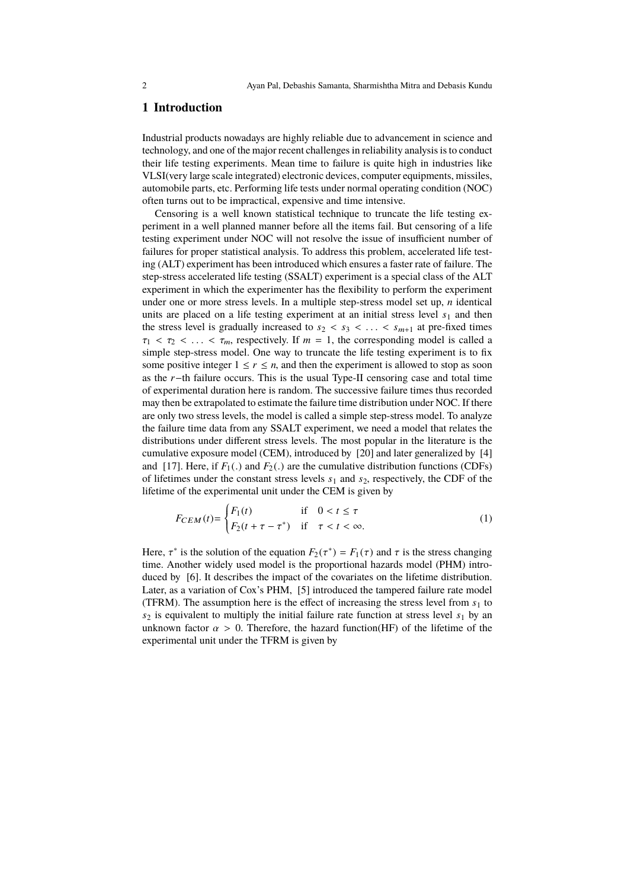## 1 Introduction

Industrial products nowadays are highly reliable due to advancement in science and technology, and one of the major recent challenges in reliability analysis is to conduct their life testing experiments. Mean time to failure is quite high in industries like VLSI(very large scale integrated) electronic devices, computer equipments, missiles, automobile parts, etc. Performing life tests under normal operating condition (NOC) often turns out to be impractical, expensive and time intensive.

Censoring is a well known statistical technique to truncate the life testing experiment in a well planned manner before all the items fail. But censoring of a life testing experiment under NOC will not resolve the issue of insufficient number of failures for proper statistical analysis. To address this problem, accelerated life testing (ALT) experiment has been introduced which ensures a faster rate of failure. The step-stress accelerated life testing (SSALT) experiment is a special class of the ALT experiment in which the experimenter has the flexibility to perform the experiment under one or more stress levels. In a multiple step-stress model set up, $n$ identical units are placed on a life testing experiment at an initial stress level $s_1$ and then the stress level is gradually increased to $s_2 < s_3 < \ldots < s_{m+1}$ at pre-fixed times $\tau_1 < \tau_2 < \ldots < \tau_m$, respectively. If $m = 1$, the corresponding model is called a simple step-stress model. One way to truncate the life testing experiment is to fix some positive integer $1 \leq r \leq n$, and then the experiment is allowed to stop as soon as the $r-$th failure occurs. This is the usual Type-II censoring case and total time of experimental duration here is random. The successive failure times thus recorded may then be extrapolated to estimate the failure time distribution under NOC. If there are only two stress levels, the model is called a simple step-stress model. To analyze the failure time data from any SSALT experiment, we need a model that relates the distributions under different stress levels. The most popular in the literature is the cumulative exposure model (CEM), introduced by [20] and later generalized by [4] and [17]. Here, if $F_1(.)$ and $F_2(.)$ are the cumulative distribution functions (CDFs) of lifetimes under the constant stress levels $s_1$ and $s_2$, respectively, the CDF of the lifetime of the experimental unit under the CEM is given by

$$F_{CEM}(t) = \begin{cases} F_1(t) & \text{if} \quad 0 < t \leq \tau \\ F_2(t + \tau - \tau^*) & \text{if} \quad \tau < t < \infty. \end{cases} \tag{1}$$

Here, $\tau^*$ is the solution of the equation $F_2(\tau^*) = F_1(\tau)$ and $\tau$ is the stress changing time. Another widely used model is the proportional hazards model (PHM) introduced by [6]. It describes the impact of the covariates on the lifetime distribution. Later, as a variation of Cox's PHM, [5] introduced the tampered failure rate model (TFRM). The assumption here is the effect of increasing the stress level from $s_1$ to $s_2$ is equivalent to multiply the initial failure rate function at stress level $s_1$ by an unknown factor $\alpha > 0$. Therefore, the hazard function(HF) of the lifetime of the experimental unit under the TFRM is given by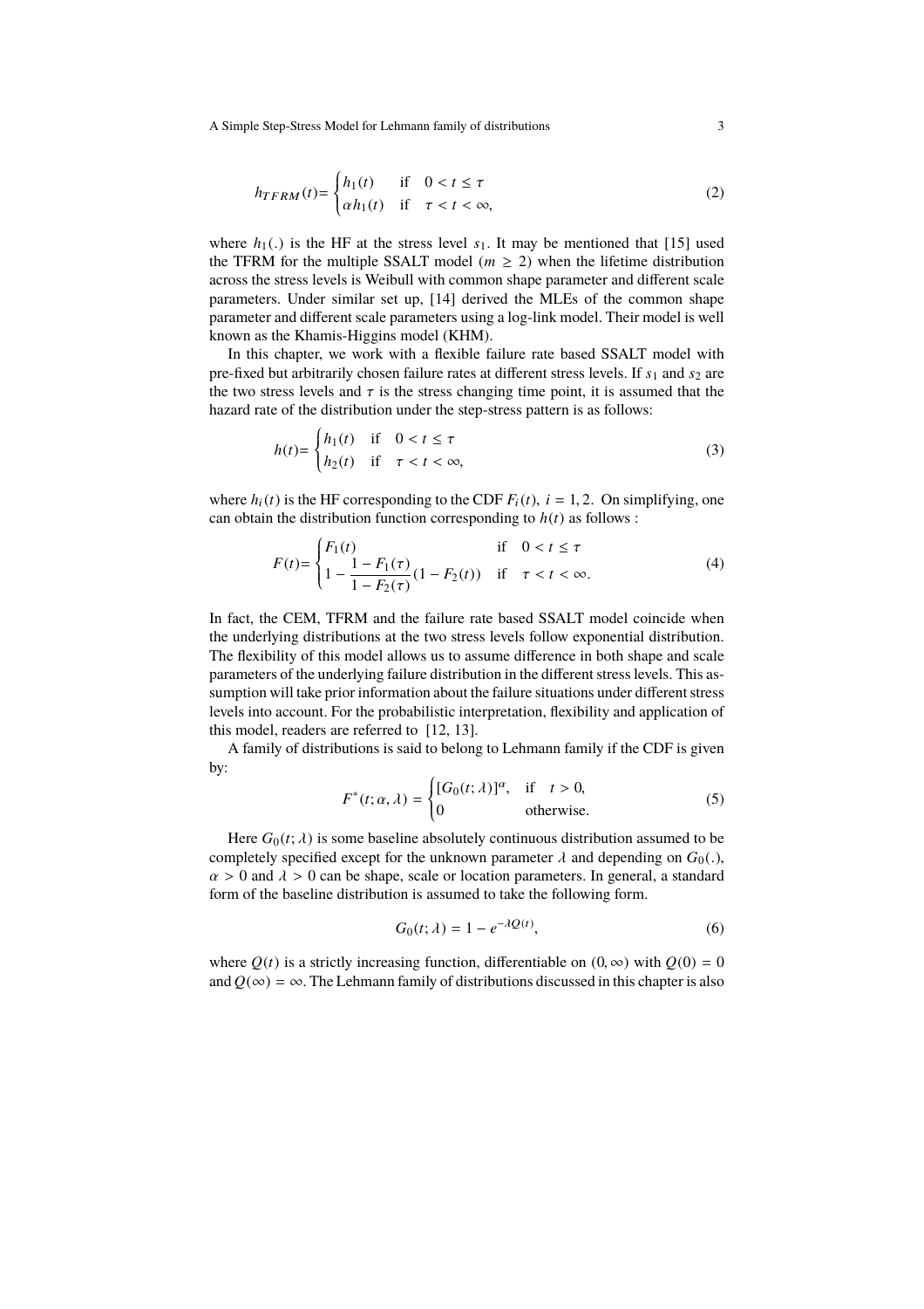$$
h_{TFRM}(t) = \begin{cases} h_1(t) & \text{if} \quad 0 < t \leq \tau \\ \alpha h_1(t) & \text{if} \quad \tau < t < \infty, \end{cases} \tag{2}
$$

where $h_1(.)$ is the HF at the stress level $s_1$. It may be mentioned that [15] used the TFRM for the multiple SSALT model ($m \geq 2$) when the lifetime distribution across the stress levels is Weibull with common shape parameter and different scale parameters. Under similar set up, [14] derived the MLEs of the common shape parameter and different scale parameters using a log-link model. Their model is well known as the Khamis-Higgins model (KHM).

In this chapter, we work with a flexible failure rate based SSALT model with pre-fixed but arbitrarily chosen failure rates at different stress levels. If $s_1$ and $s_2$ are the two stress levels and $\tau$ is the stress changing time point, it is assumed that the hazard rate of the distribution under the step-stress pattern is as follows:

$$
h(t) = \begin{cases} h_1(t) & \text{if} \quad 0 < t \leq \tau \\ h_2(t) & \text{if} \quad \tau < t < \infty, \end{cases} \tag{3}
$$

where $h_i(t)$ is the HF corresponding to the CDF $F_i(t)$, $i = 1, 2$. On simplifying, one can obtain the distribution function corresponding to $h(t)$ as follows :

$$
F(t) = \begin{cases} F_1(t) & \text{if} \quad 0 < t \leq \tau \\ 1 - \dfrac{1 - F_1(\tau)}{1 - F_2(\tau)}(1 - F_2(t)) & \text{if} \quad \tau < t < \infty. \end{cases} \tag{4}
$$

In fact, the CEM, TFRM and the failure rate based SSALT model coincide when the underlying distributions at the two stress levels follow exponential distribution. The flexibility of this model allows us to assume difference in both shape and scale parameters of the underlying failure distribution in the different stress levels. This assumption will take prior information about the failure situations under different stress levels into account. For the probabilistic interpretation, flexibility and application of this model, readers are referred to [12, 13].

A family of distributions is said to belong to Lehmann family if the CDF is given by:

$$
F^*(t; \alpha, \lambda) = \begin{cases} [G_0(t; \lambda)]^{\alpha}, & \text{if} \quad t > 0, \\ 0 & \text{otherwise.} \end{cases} \tag{5}
$$

Here $G_0(t; \lambda)$ is some baseline absolutely continuous distribution assumed to be completely specified except for the unknown parameter $\lambda$ and depending on $G_0(.)$, $\alpha > 0$ and $\lambda > 0$ can be shape, scale or location parameters. In general, a standard form of the baseline distribution is assumed to take the following form.

$$
G_0(t; \lambda) = 1 - e^{-\lambda Q(t)}, \tag{6}
$$

where $Q(t)$ is a strictly increasing function, differentiable on $(0, \infty)$ with $Q(0) = 0$ and $Q(\infty) = \infty$. The Lehmann family of distributions discussed in this chapter is also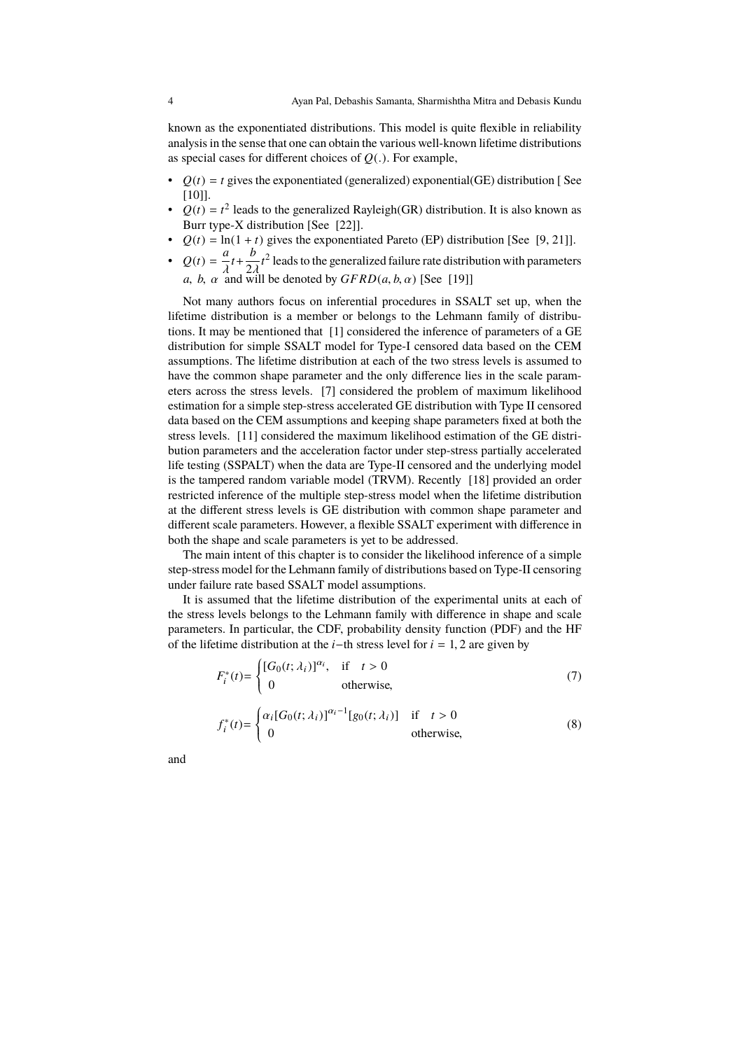known as the exponentiated distributions. This model is quite flexible in reliability analysis in the sense that one can obtain the various well-known lifetime distributions as special cases for different choices of $Q(.)$. For example,

- $Q(t) = t$ gives the exponentiated (generalized) exponential(GE) distribution [ See [10]].
- $Q(t) = t^2$ leads to the generalized Rayleigh(GR) distribution. It is also known as Burr type-X distribution [See [22]].
- $Q(t) = \ln(1 + t)$ gives the exponentiated Pareto (EP) distribution [See [9, 21]].
- $Q(t) = \dfrac{a}{\lambda}t + \dfrac{b}{2\lambda}t^2$ leads to the generalized failure rate distribution with parameters $a,\ b,\ \alpha$ and will be denoted by $GFRD(a, b, \alpha)$ [See [19]]

Not many authors focus on inferential procedures in SSALT set up, when the lifetime distribution is a member or belongs to the Lehmann family of distributions. It may be mentioned that [1] considered the inference of parameters of a GE distribution for simple SSALT model for Type-I censored data based on the CEM assumptions. The lifetime distribution at each of the two stress levels is assumed to have the common shape parameter and the only difference lies in the scale parameters across the stress levels. [7] considered the problem of maximum likelihood estimation for a simple step-stress accelerated GE distribution with Type II censored data based on the CEM assumptions and keeping shape parameters fixed at both the stress levels. [11] considered the maximum likelihood estimation of the GE distribution parameters and the acceleration factor under step-stress partially accelerated life testing (SSPALT) when the data are Type-II censored and the underlying model is the tampered random variable model (TRVM). Recently [18] provided an order restricted inference of the multiple step-stress model when the lifetime distribution at the different stress levels is GE distribution with common shape parameter and different scale parameters. However, a flexible SSALT experiment with difference in both the shape and scale parameters is yet to be addressed.

The main intent of this chapter is to consider the likelihood inference of a simple step-stress model for the Lehmann family of distributions based on Type-II censoring under failure rate based SSALT model assumptions.

It is assumed that the lifetime distribution of the experimental units at each of the stress levels belongs to the Lehmann family with difference in shape and scale parameters. In particular, the CDF, probability density function (PDF) and the HF of the lifetime distribution at the $i-$th stress level for $i = 1, 2$ are given by

$$F_i^*(t) = \begin{cases} [G_0(t; \lambda_i)]^{\alpha_i}, & \text{if} \quad t > 0 \\ 0 & \text{otherwise}, \end{cases} \tag{7}$$

$$f_i^*(t) = \begin{cases} \alpha_i [G_0(t; \lambda_i)]^{\alpha_i - 1} [g_0(t; \lambda_i)] & \text{if} \quad t > 0 \\ 0 & \text{otherwise}, \end{cases} \tag{8}$$

and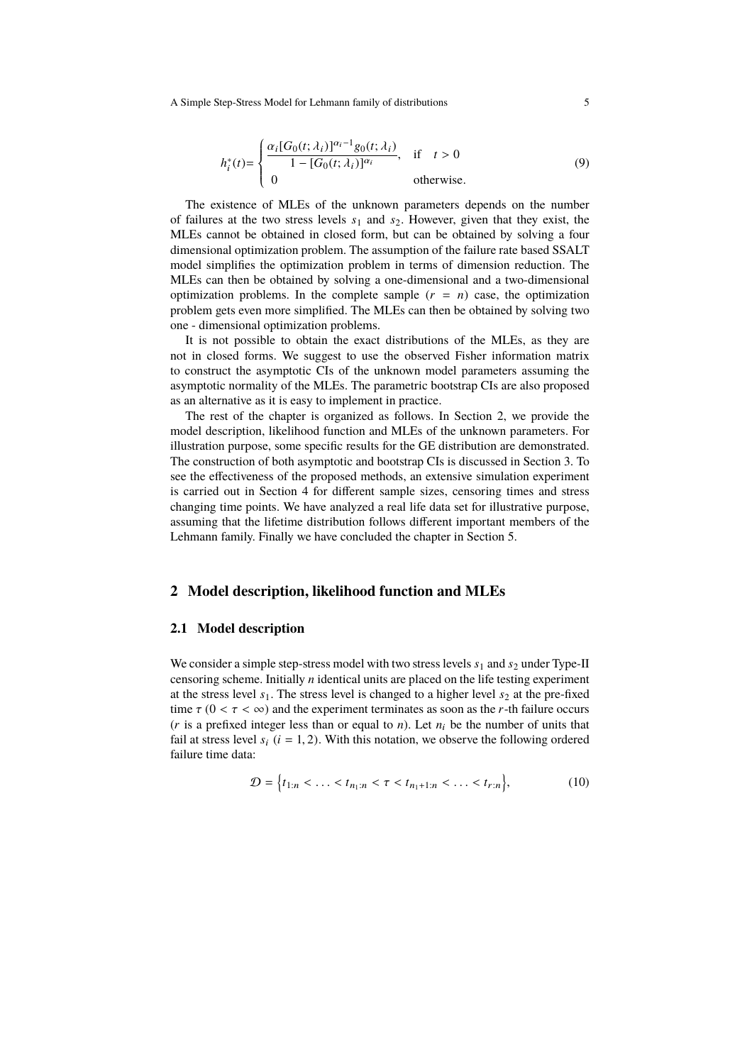$$
h_i^*(t) = \begin{cases} \dfrac{\alpha_i [G_0(t;\lambda_i)]^{\alpha_i - 1} g_0(t;\lambda_i)}{1 - [G_0(t;\lambda_i)]^{\alpha_i}}, & \text{if} \quad t > 0 \\ 0 & \text{otherwise.} \end{cases} \tag{9}
$$

The existence of MLEs of the unknown parameters depends on the number of failures at the two stress levels $s_1$ and $s_2$. However, given that they exist, the MLEs cannot be obtained in closed form, but can be obtained by solving a four dimensional optimization problem. The assumption of the failure rate based SSALT model simplifies the optimization problem in terms of dimension reduction. The MLEs can then be obtained by solving a one-dimensional and a two-dimensional optimization problems. In the complete sample ($r = n$) case, the optimization problem gets even more simplified. The MLEs can then be obtained by solving two one - dimensional optimization problems.

It is not possible to obtain the exact distributions of the MLEs, as they are not in closed forms. We suggest to use the observed Fisher information matrix to construct the asymptotic CIs of the unknown model parameters assuming the asymptotic normality of the MLEs. The parametric bootstrap CIs are also proposed as an alternative as it is easy to implement in practice.

The rest of the chapter is organized as follows. In Section 2, we provide the model description, likelihood function and MLEs of the unknown parameters. For illustration purpose, some specific results for the GE distribution are demonstrated. The construction of both asymptotic and bootstrap CIs is discussed in Section 3. To see the effectiveness of the proposed methods, an extensive simulation experiment is carried out in Section 4 for different sample sizes, censoring times and stress changing time points. We have analyzed a real life data set for illustrative purpose, assuming that the lifetime distribution follows different important members of the Lehmann family. Finally we have concluded the chapter in Section 5.

## 2 Model description, likelihood function and MLEs

### 2.1 Model description

We consider a simple step-stress model with two stress levels $s_1$ and $s_2$ under Type-II censoring scheme. Initially $n$ identical units are placed on the life testing experiment at the stress level $s_1$. The stress level is changed to a higher level $s_2$ at the pre-fixed time $\tau$ ($0 < \tau < \infty$) and the experiment terminates as soon as the $r$-th failure occurs ($r$ is a prefixed integer less than or equal to $n$). Let $n_i$ be the number of units that fail at stress level $s_i$ ($i = 1, 2$). With this notation, we observe the following ordered failure time data:

$$
\mathcal{D} = \Big\{ t_{1:n} < \ldots < t_{n_1:n} < \tau < t_{n_1+1:n} < \ldots < t_{r:n} \Big\}, \tag{10}
$$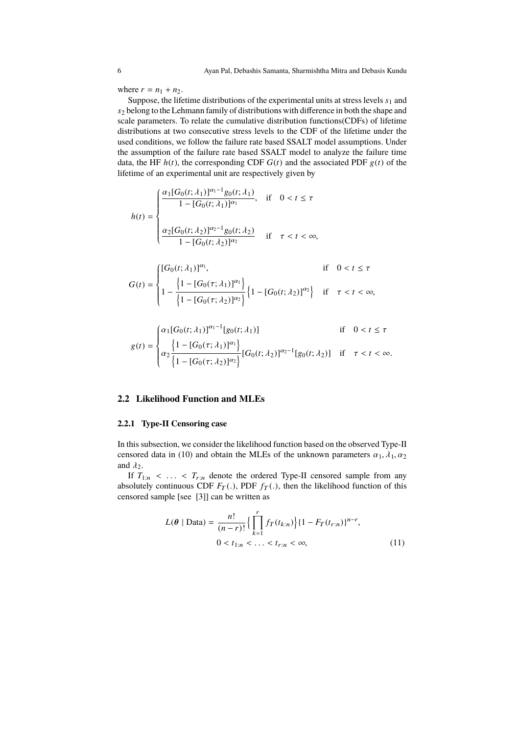where $r = n_1 + n_2$.

Suppose, the lifetime distributions of the experimental units at stress levels $s_1$ and $s_2$ belong to the Lehmann family of distributions with difference in both the shape and scale parameters. To relate the cumulative distribution functions(CDFs) of lifetime distributions at two consecutive stress levels to the CDF of the lifetime under the used conditions, we follow the failure rate based SSALT model assumptions. Under the assumption of the failure rate based SSALT model to analyze the failure time data, the HF $h(t)$, the corresponding CDF $G(t)$ and the associated PDF $g(t)$ of the lifetime of an experimental unit are respectively given by

$$
h(t) = \begin{cases} \dfrac{\alpha_1 [G_0(t;\lambda_1)]^{\alpha_1 - 1} g_0(t;\lambda_1)}{1 - [G_0(t;\lambda_1)]^{\alpha_1}}, & \text{if} \quad 0 < t \leq \tau \\[2ex] \dfrac{\alpha_2 [G_0(t;\lambda_2)]^{\alpha_2 - 1} g_0(t;\lambda_2)}{1 - [G_0(t;\lambda_2)]^{\alpha_2}} & \text{if} \quad \tau < t < \infty, \end{cases}
$$

$$
G(t) = \begin{cases} [G_0(t;\lambda_1)]^{\alpha_1}, & \text{if} \quad 0 < t \leq \tau \\ 1 - \dfrac{\left\{1 - [G_0(\tau;\lambda_1)]^{\alpha_1}\right\}}{\left\{1 - [G_0(\tau;\lambda_2)]^{\alpha_2}\right\}} \left\{1 - [G_0(t;\lambda_2)]^{\alpha_2}\right\} & \text{if} \quad \tau < t < \infty, \end{cases}
$$

$$
g(t) = \begin{cases} \alpha_1 [G_0(t;\lambda_1)]^{\alpha_1 - 1} [g_0(t;\lambda_1)] & \text{if} \quad 0 < t \leq \tau \\ \alpha_2 \dfrac{\left\{1 - [G_0(\tau;\lambda_1)]^{\alpha_1}\right\}}{\left\{1 - [G_0(\tau;\lambda_2)]^{\alpha_2}\right\}} [G_0(t;\lambda_2)]^{\alpha_2 - 1} [g_0(t;\lambda_2)] & \text{if} \quad \tau < t < \infty. \end{cases}
$$

## 2.2 Likelihood Function and MLEs

### 2.2.1 Type-II Censoring case

In this subsection, we consider the likelihood function based on the observed Type-II censored data in (10) and obtain the MLEs of the unknown parameters $\alpha_1, \lambda_1, \alpha_2$ and $\lambda_2$.

If $T_{1:n} < \ldots < T_{r:n}$ denote the ordered Type-II censored sample from any absolutely continuous CDF $F_T(.)$, PDF $f_T(.)$, then the likelihood function of this censored sample [see [3]] can be written as

$$
L(\boldsymbol{\theta} \mid \text{Data}) = \frac{n!}{(n-r)!} \Big\{ \prod_{k=1}^{r} f_T(t_{k:n}) \Big\} \{1 - F_T(t_{r:n})\}^{n-r},
$$
$$
0 < t_{1:n} < \ldots < t_{r:n} < \infty, \tag{11}
$$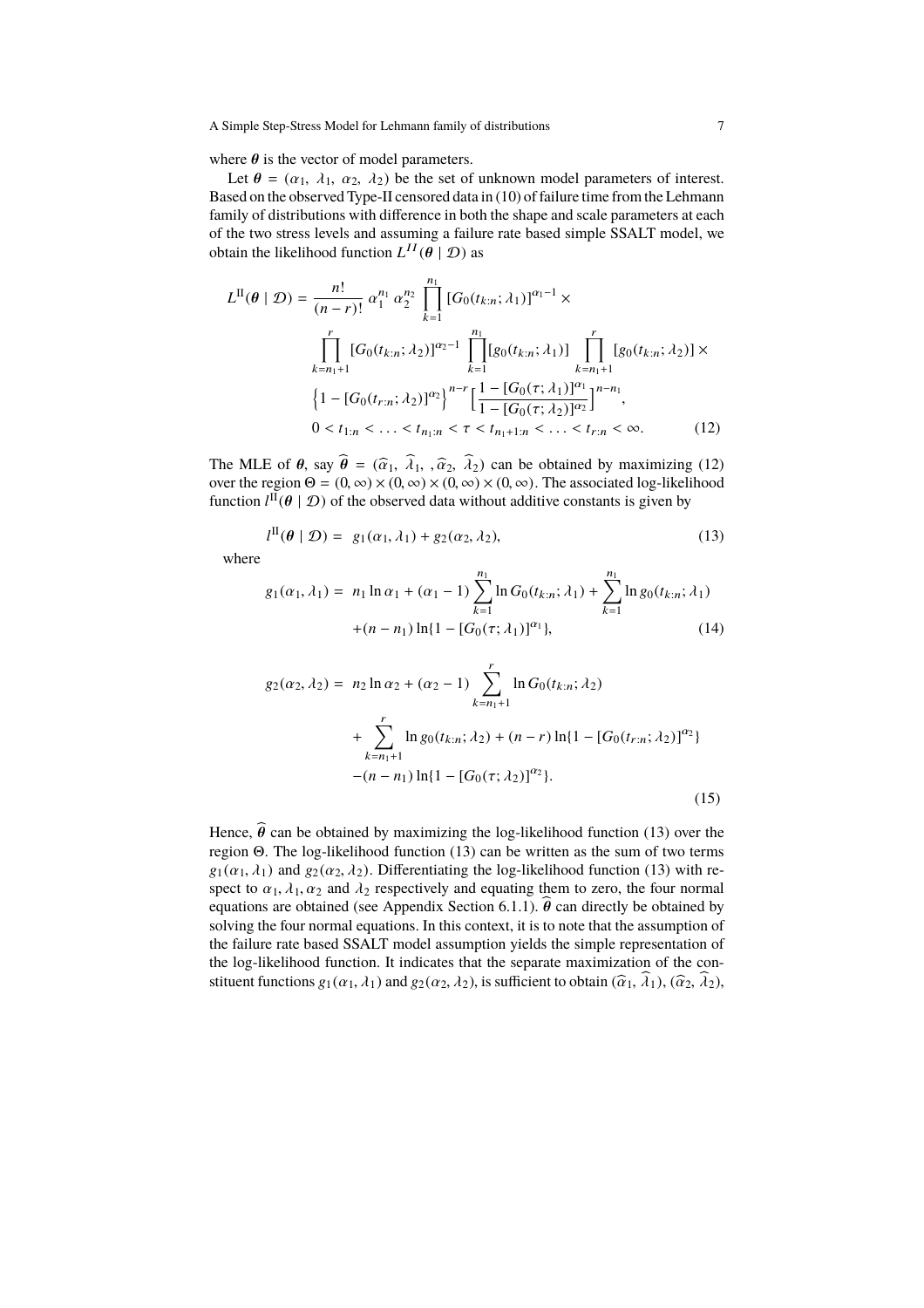where $\boldsymbol{\theta}$ is the vector of model parameters.

Let $\boldsymbol{\theta} = (\alpha_1,\ \lambda_1,\ \alpha_2,\ \lambda_2)$ be the set of unknown model parameters of interest. Based on the observed Type-II censored data in (10) of failure time from the Lehmann family of distributions with difference in both the shape and scale parameters at each of the two stress levels and assuming a failure rate based simple SSALT model, we obtain the likelihood function $L^{II}(\boldsymbol{\theta} \mid \mathcal{D})$ as

$$
\begin{aligned}
L^{\mathrm{II}}(\boldsymbol{\theta} \mid \mathcal{D}) = {} & \frac{n!}{(n-r)!}\ \alpha_1^{n_1}\ \alpha_2^{n_2} \prod_{k=1}^{n_1} [G_0(t_{k:n};\lambda_1)]^{\alpha_1-1} \times \\
& \prod_{k=n_1+1}^{r} [G_0(t_{k:n};\lambda_2)]^{\alpha_2-1} \prod_{k=1}^{n_1} [g_0(t_{k:n};\lambda_1)] \prod_{k=n_1+1}^{r} [g_0(t_{k:n};\lambda_2)] \times \\
& \left\{1-[G_0(t_{r:n};\lambda_2)]^{\alpha_2}\right\}^{n-r} \Big[\frac{1-[G_0(\tau;\lambda_1)]^{\alpha_1}}{1-[G_0(\tau;\lambda_2)]^{\alpha_2}}\Big]^{n-n_1}, \\
& 0 < t_{1:n} < \ldots < t_{n_1:n} < \tau < t_{n_1+1:n} < \ldots < t_{r:n} < \infty. \qquad (12)
\end{aligned}
$$

The MLE of $\boldsymbol{\theta}$, say $\widehat{\boldsymbol{\theta}} = (\widehat{\alpha}_1,\ \widehat{\lambda}_1,\ ,\widehat{\alpha}_2,\ \widehat{\lambda}_2)$ can be obtained by maximizing (12) over the region $\Theta = (0,\infty)\times(0,\infty)\times(0,\infty)\times(0,\infty)$. The associated log-likelihood function $l^{\mathrm{II}}(\boldsymbol{\theta} \mid \mathcal{D})$ of the observed data without additive constants is given by

$$
l^{\mathrm{II}}(\boldsymbol{\theta} \mid \mathcal{D}) = g_1(\alpha_1,\lambda_1) + g_2(\alpha_2,\lambda_2), \qquad (13)
$$

where

$$
\begin{aligned}
g_1(\alpha_1,\lambda_1) = {} & n_1 \ln\alpha_1 + (\alpha_1-1)\sum_{k=1}^{n_1} \ln G_0(t_{k:n};\lambda_1) + \sum_{k=1}^{n_1} \ln g_0(t_{k:n};\lambda_1) \\
& + (n-n_1)\ln\{1-[G_0(\tau;\lambda_1)]^{\alpha_1}\}, \qquad (14)
\end{aligned}
$$

$$
\begin{aligned}
g_2(\alpha_2,\lambda_2) = {} & n_2 \ln\alpha_2 + (\alpha_2-1)\sum_{k=n_1+1}^{r} \ln G_0(t_{k:n};\lambda_2) \\
& + \sum_{k=n_1+1}^{r} \ln g_0(t_{k:n};\lambda_2) + (n-r)\ln\{1-[G_0(t_{r:n};\lambda_2)]^{\alpha_2}\} \\
& - (n-n_1)\ln\{1-[G_0(\tau;\lambda_2)]^{\alpha_2}\}. \qquad (15)
\end{aligned}
$$

Hence, $\widehat{\boldsymbol{\theta}}$ can be obtained by maximizing the log-likelihood function (13) over the region $\Theta$. The log-likelihood function (13) can be written as the sum of two terms $g_1(\alpha_1,\lambda_1)$ and $g_2(\alpha_2,\lambda_2)$. Differentiating the log-likelihood function (13) with respect to $\alpha_1, \lambda_1, \alpha_2$ and $\lambda_2$ respectively and equating them to zero, the four normal equations are obtained (see Appendix Section 6.1.1). $\widehat{\boldsymbol{\theta}}$ can directly be obtained by solving the four normal equations. In this context, it is to note that the assumption of the failure rate based SSALT model assumption yields the simple representation of the log-likelihood function. It indicates that the separate maximization of the constituent functions $g_1(\alpha_1,\lambda_1)$ and $g_2(\alpha_2,\lambda_2)$, is sufficient to obtain $(\widehat{\alpha}_1,\ \widehat{\lambda}_1)$, $(\widehat{\alpha}_2,\ \widehat{\lambda}_2)$,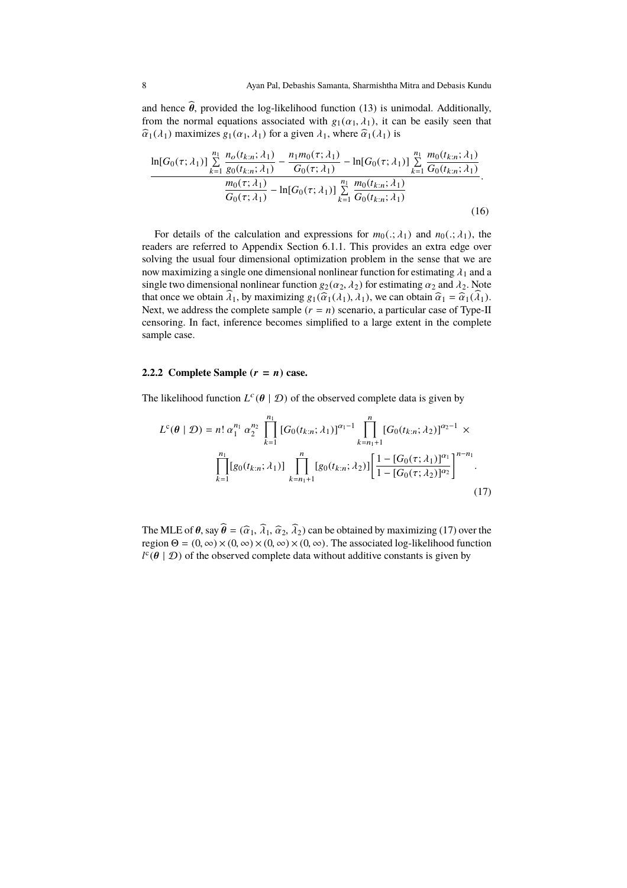and hence $\widehat{\boldsymbol{\theta}}$, provided the log-likelihood function (13) is unimodal. Additionally, from the normal equations associated with $g_1(\alpha_1, \lambda_1)$, it can be easily seen that $\widehat{\alpha}_1(\lambda_1)$ maximizes $g_1(\alpha_1, \lambda_1)$ for a given $\lambda_1$, where $\widehat{\alpha}_1(\lambda_1)$ is

$$
\frac{\ln[G_0(\tau;\lambda_1)] \sum\limits_{k=1}^{n_1} \dfrac{n_o(t_{k:n};\lambda_1)}{g_0(t_{k:n};\lambda_1)} - \dfrac{n_1 m_0(\tau;\lambda_1)}{G_0(\tau;\lambda_1)} - \ln[G_0(\tau;\lambda_1)] \sum\limits_{k=1}^{n_1} \dfrac{m_0(t_{k:n};\lambda_1)}{G_0(t_{k:n};\lambda_1)}}{\dfrac{m_0(\tau;\lambda_1)}{G_0(\tau;\lambda_1)} - \ln[G_0(\tau;\lambda_1)] \sum\limits_{k=1}^{n_1} \dfrac{m_0(t_{k:n};\lambda_1)}{G_0(t_{k:n};\lambda_1)}}. \tag{16}
$$

For details of the calculation and expressions for $m_0(.;\lambda_1)$ and $n_0(.;\lambda_1)$, the readers are referred to Appendix Section 6.1.1. This provides an extra edge over solving the usual four dimensional optimization problem in the sense that we are now maximizing a single one dimensional nonlinear function for estimating $\lambda_1$ and a single two dimensional nonlinear function $g_2(\alpha_2, \lambda_2)$ for estimating $\alpha_2$ and $\lambda_2$. Note that once we obtain $\widehat{\lambda}_1$, by maximizing $g_1(\widehat{\alpha}_1(\lambda_1), \lambda_1)$, we can obtain $\widehat{\alpha}_1 = \widehat{\alpha}_1(\widehat{\lambda}_1)$. Next, we address the complete sample ($r = n$) scenario, a particular case of Type-II censoring. In fact, inference becomes simplified to a large extent in the complete sample case.

### 2.2.2 Complete Sample ($r = n$) case.

The likelihood function $L^c(\boldsymbol{\theta} \mid \mathcal{D})$ of the observed complete data is given by

$$
L^c(\boldsymbol{\theta} \mid \mathcal{D}) = n!\, \alpha_1^{n_1}\, \alpha_2^{n_2} \prod_{k=1}^{n_1} [G_0(t_{k:n};\lambda_1)]^{\alpha_1 - 1} \prod_{k=n_1+1}^{n} [G_0(t_{k:n};\lambda_2)]^{\alpha_2 - 1} \times \prod_{k=1}^{n_1} [g_0(t_{k:n};\lambda_1)] \prod_{k=n_1+1}^{n} [g_0(t_{k:n};\lambda_2)] \left[ \frac{1 - [G_0(\tau;\lambda_1)]^{\alpha_1}}{1 - [G_0(\tau;\lambda_2)]^{\alpha_2}} \right]^{n-n_1}. \tag{17}
$$

The MLE of $\boldsymbol{\theta}$, say $\widehat{\boldsymbol{\theta}} = (\widehat{\alpha}_1, \widehat{\lambda}_1, \widehat{\alpha}_2, \widehat{\lambda}_2)$ can be obtained by maximizing (17) over the region $\Theta = (0,\infty) \times (0,\infty) \times (0,\infty) \times (0,\infty)$. The associated log-likelihood function $l^c(\boldsymbol{\theta} \mid \mathcal{D})$ of the observed complete data without additive constants is given by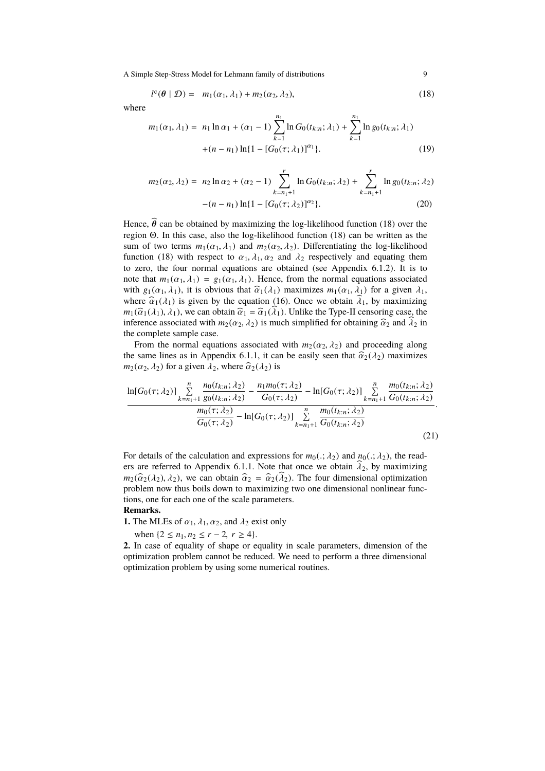$$l^c(\boldsymbol{\theta} \mid \mathcal{D}) = \quad m_1(\alpha_1, \lambda_1) + m_2(\alpha_2, \lambda_2), \tag{18}$$

where

$$\begin{aligned} m_1(\alpha_1, \lambda_1) = \; & n_1 \ln \alpha_1 + (\alpha_1 - 1) \sum_{k=1}^{n_1} \ln G_0(t_{k:n}; \lambda_1) + \sum_{k=1}^{n_1} \ln g_0(t_{k:n}; \lambda_1) \\ & + (n - n_1) \ln\{1 - [G_0(\tau; \lambda_1)]^{\alpha_1}\}. \end{aligned} \tag{19}$$

$$\begin{aligned} m_2(\alpha_2, \lambda_2) = \; & n_2 \ln \alpha_2 + (\alpha_2 - 1) \sum_{k=n_1+1}^{r} \ln G_0(t_{k:n}; \lambda_2) + \sum_{k=n_1+1}^{r} \ln g_0(t_{k:n}; \lambda_2) \\ & - (n - n_1) \ln\{1 - [G_0(\tau; \lambda_2)]^{\alpha_2}\}. \end{aligned} \tag{20}$$

Hence, $\widehat{\boldsymbol{\theta}}$ can be obtained by maximizing the log-likelihood function (18) over the region $\Theta$. In this case, also the log-likelihood function (18) can be written as the sum of two terms $m_1(\alpha_1, \lambda_1)$ and $m_2(\alpha_2, \lambda_2)$. Differentiating the log-likelihood function (18) with respect to $\alpha_1, \lambda_1, \alpha_2$ and $\lambda_2$ respectively and equating them to zero, the four normal equations are obtained (see Appendix 6.1.2). It is to note that $m_1(\alpha_1, \lambda_1) = g_1(\alpha_1, \lambda_1)$. Hence, from the normal equations associated with $g_1(\alpha_1, \lambda_1)$, it is obvious that $\widehat{\alpha}_1(\lambda_1)$ maximizes $m_1(\alpha_1, \lambda_1)$ for a given $\lambda_1$, where $\widehat{\alpha}_1(\lambda_1)$ is given by the equation (16). Once we obtain $\widehat{\lambda}_1$, by maximizing $m_1(\widehat{\alpha}_1(\lambda_1), \lambda_1)$, we can obtain $\widehat{\alpha}_1 = \widehat{\alpha}_1(\widehat{\lambda}_1)$. Unlike the Type-II censoring case, the inference associated with $m_2(\alpha_2, \lambda_2)$ is much simplified for obtaining $\widehat{\alpha}_2$ and $\widehat{\lambda}_2$ in the complete sample case.

From the normal equations associated with $m_2(\alpha_2, \lambda_2)$ and proceeding along the same lines as in Appendix 6.1.1, it can be easily seen that $\widehat{\alpha}_2(\lambda_2)$ maximizes $m_2(\alpha_2, \lambda_2)$ for a given $\lambda_2$, where $\widehat{\alpha}_2(\lambda_2)$ is

$$\frac{\ln[G_0(\tau; \lambda_2)] \sum\limits_{k=n_1+1}^{n} \dfrac{n_0(t_{k:n}; \lambda_2)}{g_0(t_{k:n}; \lambda_2)} - \dfrac{n_1 m_0(\tau; \lambda_2)}{G_0(\tau; \lambda_2)} - \ln[G_0(\tau; \lambda_2)] \sum\limits_{k=n_1+1}^{n} \dfrac{m_0(t_{k:n}; \lambda_2)}{G_0(t_{k:n}; \lambda_2)}}{\dfrac{m_0(\tau; \lambda_2)}{G_0(\tau; \lambda_2)} - \ln[G_0(\tau; \lambda_2)] \sum\limits_{k=n_1+1}^{n} \dfrac{m_0(t_{k:n}; \lambda_2)}{G_0(t_{k:n}; \lambda_2)}}. \tag{21}$$

For details of the calculation and expressions for $m_0(.; \lambda_2)$ and $n_0(.; \lambda_2)$, the readers are referred to Appendix 6.1.1. Note that once we obtain $\widehat{\lambda}_2$, by maximizing $m_2(\widehat{\alpha}_2(\lambda_2), \lambda_2)$, we can obtain $\widehat{\alpha}_2 = \widehat{\alpha}_2(\widehat{\lambda}_2)$. The four dimensional optimization problem now thus boils down to maximizing two one dimensional nonlinear functions, one for each one of the scale parameters.

**Remarks.**

**1.** The MLEs of $\alpha_1, \lambda_1, \alpha_2$, and $\lambda_2$ exist only

when $\{2 \leq n_1, n_2 \leq r - 2, \ r \geq 4\}$.

**2.** In case of equality of shape or equality in scale parameters, dimension of the optimization problem cannot be reduced. We need to perform a three dimensional optimization problem by using some numerical routines.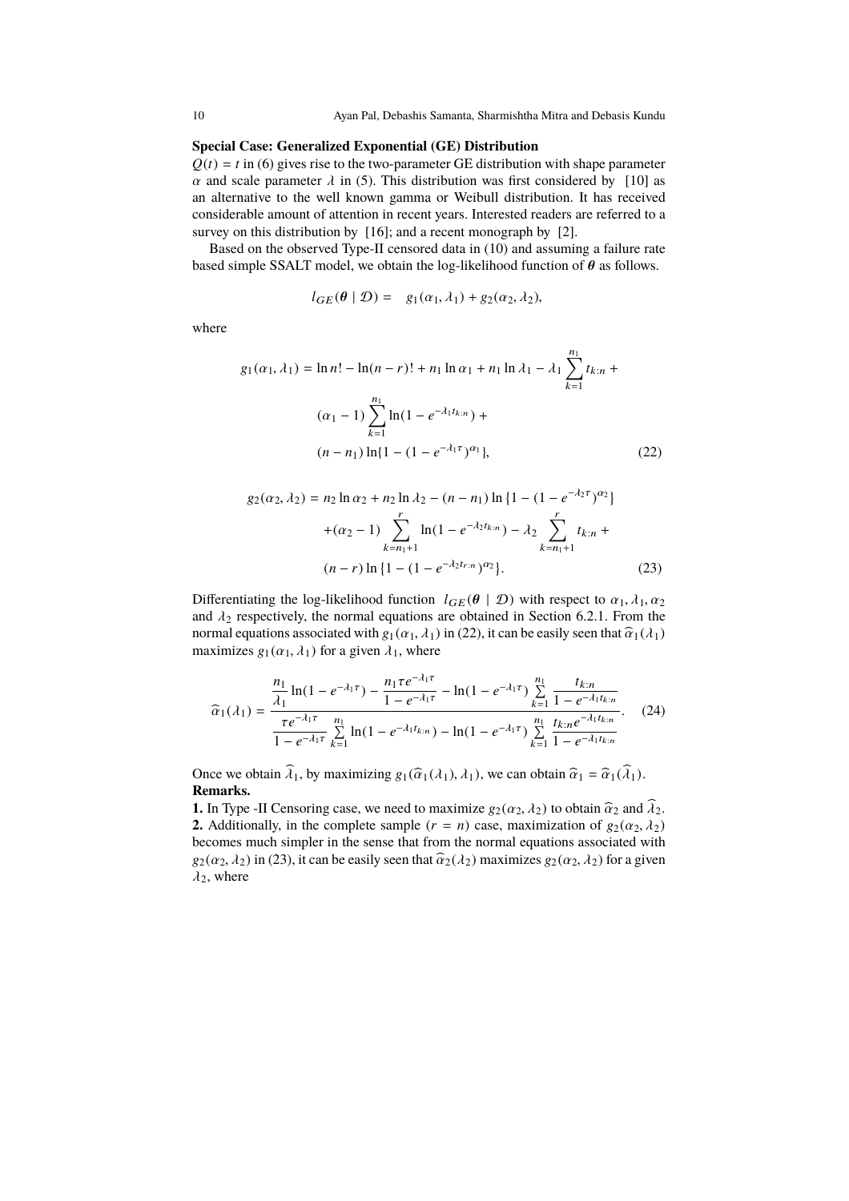**Special Case: Generalized Exponential (GE) Distribution**

$Q(t) = t$ in (6) gives rise to the two-parameter GE distribution with shape parameter $\alpha$ and scale parameter $\lambda$ in (5). This distribution was first considered by [10] as an alternative to the well known gamma or Weibull distribution. It has received considerable amount of attention in recent years. Interested readers are referred to a survey on this distribution by [16]; and a recent monograph by [2].

Based on the observed Type-II censored data in (10) and assuming a failure rate based simple SSALT model, we obtain the log-likelihood function of $\boldsymbol{\theta}$ as follows.

$$l_{GE}(\boldsymbol{\theta} \mid \mathcal{D}) = \quad g_1(\alpha_1, \lambda_1) + g_2(\alpha_2, \lambda_2),$$

where

$$\begin{aligned} g_1(\alpha_1, \lambda_1) &= \ln n! - \ln(n-r)! + n_1 \ln \alpha_1 + n_1 \ln \lambda_1 - \lambda_1 \sum_{k=1}^{n_1} t_{k:n} + \\ &\quad (\alpha_1 - 1) \sum_{k=1}^{n_1} \ln(1 - e^{-\lambda_1 t_{k:n}}) + \\ &\quad (n - n_1) \ln\{1 - (1 - e^{-\lambda_1 \tau})^{\alpha_1}\}, \end{aligned} \tag{22}$$

$$\begin{aligned} g_2(\alpha_2, \lambda_2) &= n_2 \ln \alpha_2 + n_2 \ln \lambda_2 - (n - n_1) \ln\{1 - (1 - e^{-\lambda_2 \tau})^{\alpha_2}\} \\ &\quad + (\alpha_2 - 1) \sum_{k=n_1+1}^{r} \ln(1 - e^{-\lambda_2 t_{k:n}}) - \lambda_2 \sum_{k=n_1+1}^{r} t_{k:n} + \\ &\quad (n - r) \ln\{1 - (1 - e^{-\lambda_2 t_{r:n}})^{\alpha_2}\}. \end{aligned} \tag{23}$$

Differentiating the log-likelihood function $l_{GE}(\boldsymbol{\theta} \mid \mathcal{D})$ with respect to $\alpha_1, \lambda_1, \alpha_2$ and $\lambda_2$ respectively, the normal equations are obtained in Section 6.2.1. From the normal equations associated with $g_1(\alpha_1, \lambda_1)$ in (22), it can be easily seen that $\widehat{\alpha}_1(\lambda_1)$ maximizes $g_1(\alpha_1, \lambda_1)$ for a given $\lambda_1$, where

$$\widehat{\alpha}_1(\lambda_1) = \frac{\dfrac{n_1}{\lambda_1} \ln(1 - e^{-\lambda_1 \tau}) - \dfrac{n_1 \tau e^{-\lambda_1 \tau}}{1 - e^{-\lambda_1 \tau}} - \ln(1 - e^{-\lambda_1 \tau}) \sum\limits_{k=1}^{n_1} \dfrac{t_{k:n}}{1 - e^{-\lambda_1 t_{k:n}}}}{\dfrac{\tau e^{-\lambda_1 \tau}}{1 - e^{-\lambda_1 \tau}} \sum\limits_{k=1}^{n_1} \ln(1 - e^{-\lambda_1 t_{k:n}}) - \ln(1 - e^{-\lambda_1 \tau}) \sum\limits_{k=1}^{n_1} \dfrac{t_{k:n} e^{-\lambda_1 t_{k:n}}}{1 - e^{-\lambda_1 t_{k:n}}}}. \tag{24}$$

Once we obtain $\widehat{\lambda}_1$, by maximizing $g_1(\widehat{\alpha}_1(\lambda_1), \lambda_1)$, we can obtain $\widehat{\alpha}_1 = \widehat{\alpha}_1(\widehat{\lambda}_1)$.

**Remarks.**

**1.** In Type -II Censoring case, we need to maximize $g_2(\alpha_2, \lambda_2)$ to obtain $\widehat{\alpha}_2$ and $\widehat{\lambda}_2$.

**2.** Additionally, in the complete sample ($r = n$) case, maximization of $g_2(\alpha_2, \lambda_2)$ becomes much simpler in the sense that from the normal equations associated with $g_2(\alpha_2, \lambda_2)$ in (23), it can be easily seen that $\widehat{\alpha}_2(\lambda_2)$ maximizes $g_2(\alpha_2, \lambda_2)$ for a given $\lambda_2$, where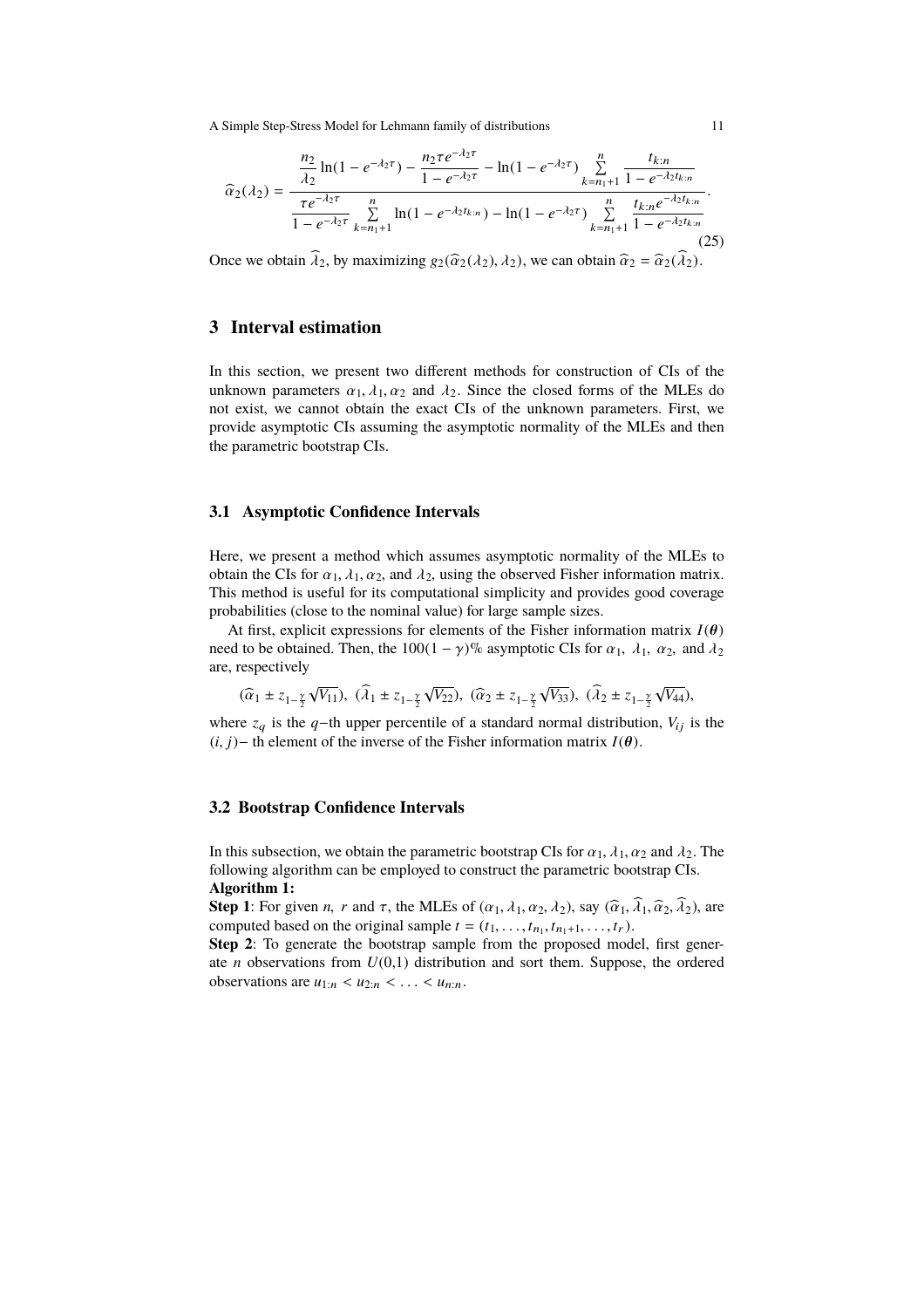$$
\widehat{\alpha}_2(\lambda_2) = \frac{\dfrac{n_2}{\lambda_2}\ln(1-e^{-\lambda_2\tau}) - \dfrac{n_2\tau e^{-\lambda_2\tau}}{1-e^{-\lambda_2\tau}} - \ln(1-e^{-\lambda_2\tau})\displaystyle\sum_{k=n_1+1}^{n}\dfrac{t_{k:n}}{1-e^{-\lambda_2 t_{k:n}}}}{\dfrac{\tau e^{-\lambda_2\tau}}{1-e^{-\lambda_2\tau}}\displaystyle\sum_{k=n_1+1}^{n}\ln(1-e^{-\lambda_2 t_{k:n}}) - \ln(1-e^{-\lambda_2\tau})\displaystyle\sum_{k=n_1+1}^{n}\dfrac{t_{k:n}e^{-\lambda_2 t_{k:n}}}{1-e^{-\lambda_2 t_{k:n}}}}. \tag{25}
$$

Once we obtain $\widehat{\lambda}_2$, by maximizing $g_2(\widehat{\alpha}_2(\lambda_2), \lambda_2)$, we can obtain $\widehat{\alpha}_2 = \widehat{\alpha}_2(\widehat{\lambda}_2)$.

## 3 Interval estimation

In this section, we present two different methods for construction of CIs of the unknown parameters $\alpha_1, \lambda_1, \alpha_2$ and $\lambda_2$. Since the closed forms of the MLEs do not exist, we cannot obtain the exact CIs of the unknown parameters. First, we provide asymptotic CIs assuming the asymptotic normality of the MLEs and then the parametric bootstrap CIs.

### 3.1 Asymptotic Confidence Intervals

Here, we present a method which assumes asymptotic normality of the MLEs to obtain the CIs for $\alpha_1, \lambda_1, \alpha_2$, and $\lambda_2$, using the observed Fisher information matrix. This method is useful for its computational simplicity and provides good coverage probabilities (close to the nominal value) for large sample sizes.

At first, explicit expressions for elements of the Fisher information matrix $I(\boldsymbol{\theta})$ need to be obtained. Then, the $100(1-\gamma)\%$ asymptotic CIs for $\alpha_1,\ \lambda_1,\ \alpha_2$, and $\lambda_2$ are, respectively

$$
(\widehat{\alpha}_1 \pm z_{1-\frac{\gamma}{2}}\sqrt{V_{11}}),\ (\widehat{\lambda}_1 \pm z_{1-\frac{\gamma}{2}}\sqrt{V_{22}}),\ (\widehat{\alpha}_2 \pm z_{1-\frac{\gamma}{2}}\sqrt{V_{33}}),\ (\widehat{\lambda}_2 \pm z_{1-\frac{\gamma}{2}}\sqrt{V_{44}}),
$$

where $z_q$ is the $q-$th upper percentile of a standard normal distribution, $V_{ij}$ is the $(i, j)-$ th element of the inverse of the Fisher information matrix $I(\boldsymbol{\theta})$.

### 3.2 Bootstrap Confidence Intervals

In this subsection, we obtain the parametric bootstrap CIs for $\alpha_1, \lambda_1, \alpha_2$ and $\lambda_2$. The following algorithm can be employed to construct the parametric bootstrap CIs.

**Algorithm 1:**

**Step 1**: For given $n$, $r$ and $\tau$, the MLEs of $(\alpha_1, \lambda_1, \alpha_2, \lambda_2)$, say $(\widehat{\alpha}_1, \widehat{\lambda}_1, \widehat{\alpha}_2, \widehat{\lambda}_2)$, are computed based on the original sample $t = (t_1, \ldots, t_{n_1}, t_{n_1+1}, \ldots, t_r)$.

**Step 2**: To generate the bootstrap sample from the proposed model, first generate $n$ observations from $U(0,1)$ distribution and sort them. Suppose, the ordered observations are $u_{1:n} < u_{2:n} < \ldots < u_{n:n}$.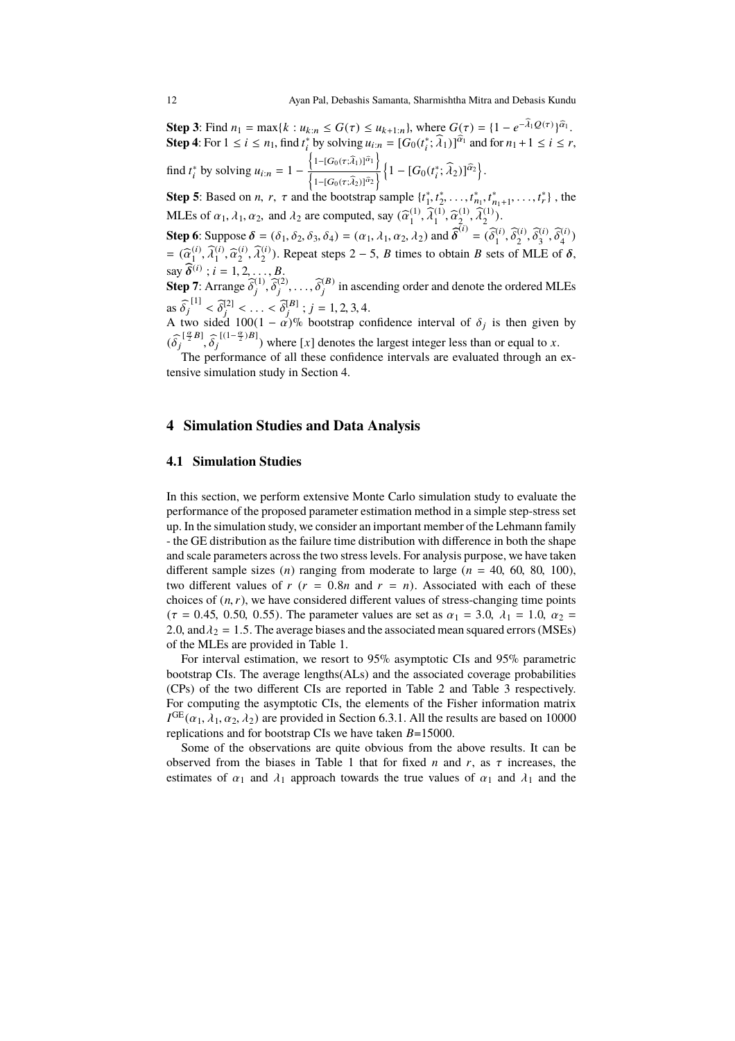**Step 3**: Find $n_1 = \max\{k : u_{k:n} \leq G(\tau) \leq u_{k+1:n}\}$, where $G(\tau) = \{1 - e^{-\widehat{\lambda}_1 Q(\tau)}\}^{\widehat{\alpha}_1}$.
**Step 4**: For $1 \leq i \leq n_1$, find $t_i^*$ by solving $u_{i:n} = [G_0(t_i^*; \widehat{\lambda}_1)]^{\widehat{\alpha}_1}$ and for $n_1 + 1 \leq i \leq r$, find $t_i^*$ by solving $u_{i:n} = 1 - \frac{\left\{1-[G_0(\tau;\widehat{\lambda}_1)]^{\widehat{\alpha}_1}\right\}}{\left\{1-[G_0(\tau;\widehat{\lambda}_2)]^{\widehat{\alpha}_2}\right\}}\left\{1 - [G_0(t_i^*; \widehat{\lambda}_2)]^{\widehat{\alpha}_2}\right\}$.
**Step 5**: Based on $n$, $r$, $\tau$ and the bootstrap sample $\{t_1^*, t_2^*, \ldots, t_{n_1}^*, t_{n_1+1}^*, \ldots, t_r^*\}$ , the MLEs of $\alpha_1, \lambda_1, \alpha_2,$ and $\lambda_2$ are computed, say $(\widehat{\alpha}_1^{(1)}, \widehat{\lambda}_1^{(1)}, \widehat{\alpha}_2^{(1)}, \widehat{\lambda}_2^{(1)})$.
**Step 6**: Suppose $\boldsymbol{\delta} = (\delta_1, \delta_2, \delta_3, \delta_4) = (\alpha_1, \lambda_1, \alpha_2, \lambda_2)$ and $\widehat{\boldsymbol{\delta}}^{(i)} = (\widehat{\delta}_1^{(i)}, \widehat{\delta}_2^{(i)}, \widehat{\delta}_3^{(i)}, \widehat{\delta}_4^{(i)})$ $= (\widehat{\alpha}_1^{(i)}, \widehat{\lambda}_1^{(i)}, \widehat{\alpha}_2^{(i)}, \widehat{\lambda}_2^{(i)})$. Repeat steps 2 – 5, $B$ times to obtain $B$ sets of MLE of $\boldsymbol{\delta}$, say $\widehat{\boldsymbol{\delta}}^{(i)}$ ; $i = 1, 2, \ldots, B$.
**Step 7**: Arrange $\widehat{\delta}_j^{(1)}, \widehat{\delta}_j^{(2)}, \ldots, \widehat{\delta}_j^{(B)}$ in ascending order and denote the ordered MLEs as $\widehat{\delta}_j^{[1]} < \widehat{\delta}_j^{[2]} < \ldots < \widehat{\delta}_j^{[B]}$ ; $j = 1, 2, 3, 4$.
A two sided $100(1-\alpha)\%$ bootstrap confidence interval of $\delta_j$ is then given by $(\widehat{\delta}_j^{[\frac{\alpha}{2}B]}, \widehat{\delta}_j^{[(1-\frac{\alpha}{2})B]})$ where $[x]$ denotes the largest integer less than or equal to $x$.

The performance of all these confidence intervals are evaluated through an extensive simulation study in Section 4.

## 4 Simulation Studies and Data Analysis

### 4.1 Simulation Studies

In this section, we perform extensive Monte Carlo simulation study to evaluate the performance of the proposed parameter estimation method in a simple step-stress set up. In the simulation study, we consider an important member of the Lehmann family - the GE distribution as the failure time distribution with difference in both the shape and scale parameters across the two stress levels. For analysis purpose, we have taken different sample sizes ($n$) ranging from moderate to large ($n$ = 40, 60, 80, 100), two different values of $r$ ($r = 0.8n$ and $r = n$). Associated with each of these choices of $(n, r)$, we have considered different values of stress-changing time points ($\tau$ = 0.45, 0.50, 0.55). The parameter values are set as $\alpha_1 = 3.0$, $\lambda_1 = 1.0$, $\alpha_2 = 2.0$, and $\lambda_2 = 1.5$. The average biases and the associated mean squared errors (MSEs) of the MLEs are provided in Table 1.

For interval estimation, we resort to 95% asymptotic CIs and 95% parametric bootstrap CIs. The average lengths(ALs) and the associated coverage probabilities (CPs) of the two different CIs are reported in Table 2 and Table 3 respectively. For computing the asymptotic CIs, the elements of the Fisher information matrix $I^{\mathrm{GE}}(\alpha_1, \lambda_1, \alpha_2, \lambda_2)$ are provided in Section 6.3.1. All the results are based on 10000 replications and for bootstrap CIs we have taken $B$=15000.

Some of the observations are quite obvious from the above results. It can be observed from the biases in Table 1 that for fixed $n$ and $r$, as $\tau$ increases, the estimates of $\alpha_1$ and $\lambda_1$ approach towards the true values of $\alpha_1$ and $\lambda_1$ and the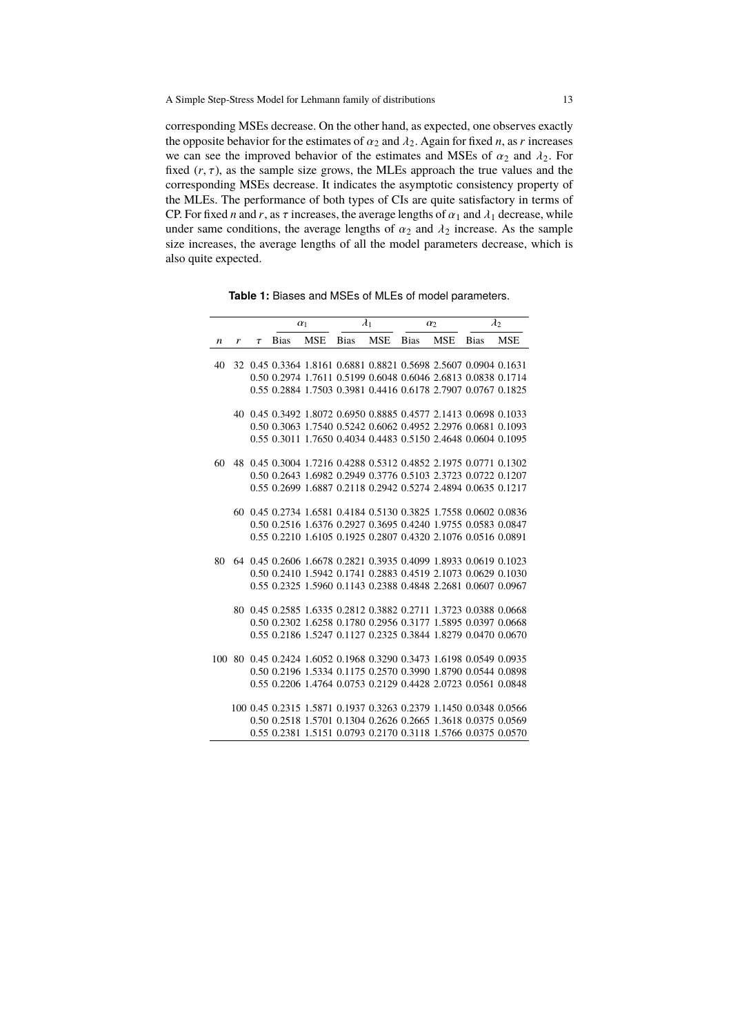corresponding MSEs decrease. On the other hand, as expected, one observes exactly the opposite behavior for the estimates of $\alpha_2$ and $\lambda_2$. Again for fixed $n$, as $r$ increases we can see the improved behavior of the estimates and MSEs of $\alpha_2$ and $\lambda_2$. For fixed $(r, \tau)$, as the sample size grows, the MLEs approach the true values and the corresponding MSEs decrease. It indicates the asymptotic consistency property of the MLEs. The performance of both types of CIs are quite satisfactory in terms of CP. For fixed $n$ and $r$, as $\tau$ increases, the average lengths of $\alpha_1$ and $\lambda_1$ decrease, while under same conditions, the average lengths of $\alpha_2$ and $\lambda_2$ increase. As the sample size increases, the average lengths of all the model parameters decrease, which is also quite expected.

**Table 1:** Biases and MSEs of MLEs of model parameters.

| | | | $\alpha_1$ | | $\lambda_1$ | | $\alpha_2$ | | $\lambda_2$ | |
|---|---|---|---|---|---|---|---|---|---|---|
| $n$ | $r$ | $\tau$ | Bias | MSE | Bias | MSE | Bias | MSE | Bias | MSE |
| 40 | 32 | 0.45 | 0.3364 | 1.8161 | 0.6881 | 0.8821 | 0.5698 | 2.5607 | 0.0904 | 0.1631 |
| | | 0.50 | 0.2974 | 1.7611 | 0.5199 | 0.6048 | 0.6046 | 2.6813 | 0.0838 | 0.1714 |
| | | 0.55 | 0.2884 | 1.7503 | 0.3981 | 0.4416 | 0.6178 | 2.7907 | 0.0767 | 0.1825 |
| | 40 | 0.45 | 0.3492 | 1.8072 | 0.6950 | 0.8885 | 0.4577 | 2.1413 | 0.0698 | 0.1033 |
| | | 0.50 | 0.3063 | 1.7540 | 0.5242 | 0.6062 | 0.4952 | 2.2976 | 0.0681 | 0.1093 |
| | | 0.55 | 0.3011 | 1.7650 | 0.4034 | 0.4483 | 0.5150 | 2.4648 | 0.0604 | 0.1095 |
| 60 | 48 | 0.45 | 0.3004 | 1.7216 | 0.4288 | 0.5312 | 0.4852 | 2.1975 | 0.0771 | 0.1302 |
| | | 0.50 | 0.2643 | 1.6982 | 0.2949 | 0.3776 | 0.5103 | 2.3723 | 0.0722 | 0.1207 |
| | | 0.55 | 0.2699 | 1.6887 | 0.2118 | 0.2942 | 0.5274 | 2.4894 | 0.0635 | 0.1217 |
| | 60 | 0.45 | 0.2734 | 1.6581 | 0.4184 | 0.5130 | 0.3825 | 1.7558 | 0.0602 | 0.0836 |
| | | 0.50 | 0.2516 | 1.6376 | 0.2927 | 0.3695 | 0.4240 | 1.9755 | 0.0583 | 0.0847 |
| | | 0.55 | 0.2210 | 1.6105 | 0.1925 | 0.2807 | 0.4320 | 2.1076 | 0.0516 | 0.0891 |
| 80 | 64 | 0.45 | 0.2606 | 1.6678 | 0.2821 | 0.3935 | 0.4099 | 1.8933 | 0.0619 | 0.1023 |
| | | 0.50 | 0.2410 | 1.5942 | 0.1741 | 0.2883 | 0.4519 | 2.1073 | 0.0629 | 0.1030 |
| | | 0.55 | 0.2325 | 1.5960 | 0.1143 | 0.2388 | 0.4848 | 2.2681 | 0.0607 | 0.0967 |
| | 80 | 0.45 | 0.2585 | 1.6335 | 0.2812 | 0.3882 | 0.2711 | 1.3723 | 0.0388 | 0.0668 |
| | | 0.50 | 0.2302 | 1.6258 | 0.1780 | 0.2956 | 0.3177 | 1.5895 | 0.0397 | 0.0668 |
| | | 0.55 | 0.2186 | 1.5247 | 0.1127 | 0.2325 | 0.3844 | 1.8279 | 0.0470 | 0.0670 |
| 100 | 80 | 0.45 | 0.2424 | 1.6052 | 0.1968 | 0.3290 | 0.3473 | 1.6198 | 0.0549 | 0.0935 |
| | | 0.50 | 0.2196 | 1.5334 | 0.1175 | 0.2570 | 0.3990 | 1.8790 | 0.0544 | 0.0898 |
| | | 0.55 | 0.2206 | 1.4764 | 0.0753 | 0.2129 | 0.4428 | 2.0723 | 0.0561 | 0.0848 |
| | 100 | 0.45 | 0.2315 | 1.5871 | 0.1937 | 0.3263 | 0.2379 | 1.1450 | 0.0348 | 0.0566 |
| | | 0.50 | 0.2518 | 1.5701 | 0.1304 | 0.2626 | 0.2665 | 1.3618 | 0.0375 | 0.0569 |
| | | 0.55 | 0.2381 | 1.5151 | 0.0793 | 0.2170 | 0.3118 | 1.5766 | 0.0375 | 0.0570 |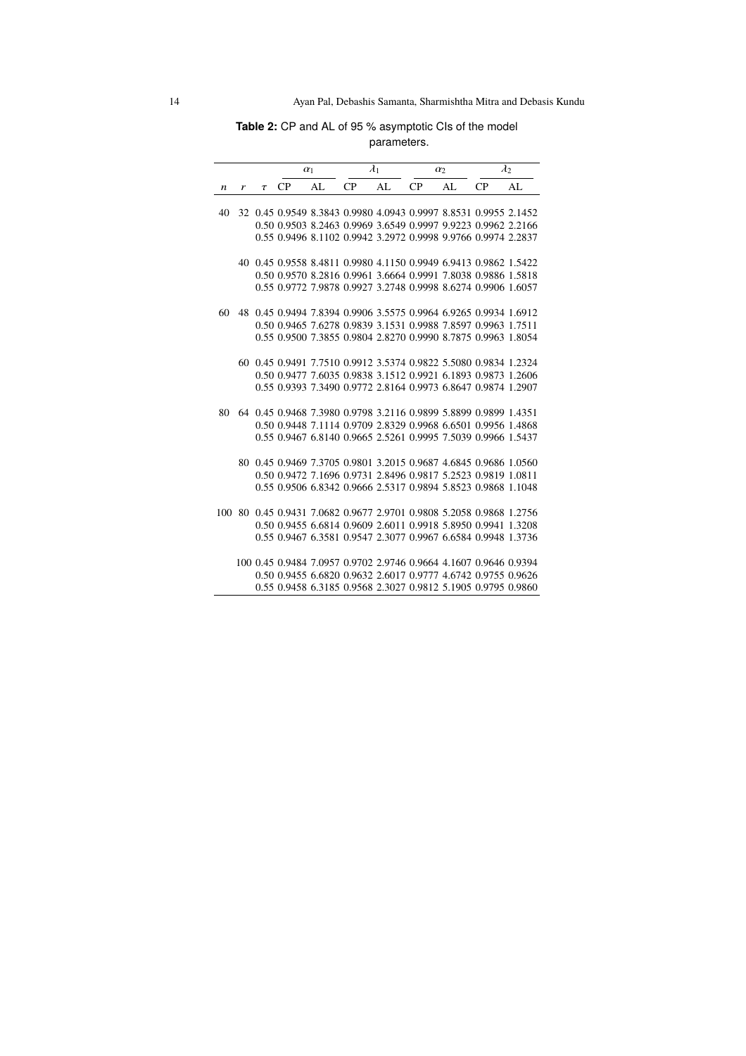**Table 2:** CP and AL of 95 % asymptotic CIs of the model parameters.

| | | | $\alpha_1$ | | $\lambda_1$ | | $\alpha_2$ | | $\lambda_2$ | |
|---|---|---|---|---|---|---|---|---|---|---|
| $n$ | $r$ | $\tau$ | CP | AL | CP | AL | CP | AL | CP | AL |
| 40 | 32 | 0.45 | 0.9549 | 8.3843 | 0.9980 | 4.0943 | 0.9997 | 8.8531 | 0.9955 | 2.1452 |
| | | 0.50 | 0.9503 | 8.2463 | 0.9969 | 3.6549 | 0.9997 | 9.9223 | 0.9962 | 2.2166 |
| | | 0.55 | 0.9496 | 8.1102 | 0.9942 | 3.2972 | 0.9998 | 9.9766 | 0.9974 | 2.2837 |
| | 40 | 0.45 | 0.9558 | 8.4811 | 0.9980 | 4.1150 | 0.9949 | 6.9413 | 0.9862 | 1.5422 |
| | | 0.50 | 0.9570 | 8.2816 | 0.9961 | 3.6664 | 0.9991 | 7.8038 | 0.9886 | 1.5818 |
| | | 0.55 | 0.9772 | 7.9878 | 0.9927 | 3.2748 | 0.9998 | 8.6274 | 0.9906 | 1.6057 |
| 60 | 48 | 0.45 | 0.9494 | 7.8394 | 0.9906 | 3.5575 | 0.9964 | 6.9265 | 0.9934 | 1.6912 |
| | | 0.50 | 0.9465 | 7.6278 | 0.9839 | 3.1531 | 0.9988 | 7.8597 | 0.9963 | 1.7511 |
| | | 0.55 | 0.9500 | 7.3855 | 0.9804 | 2.8270 | 0.9990 | 8.7875 | 0.9963 | 1.8054 |
| | 60 | 0.45 | 0.9491 | 7.7510 | 0.9912 | 3.5374 | 0.9822 | 5.5080 | 0.9834 | 1.2324 |
| | | 0.50 | 0.9477 | 7.6035 | 0.9838 | 3.1512 | 0.9921 | 6.1893 | 0.9873 | 1.2606 |
| | | 0.55 | 0.9393 | 7.3490 | 0.9772 | 2.8164 | 0.9973 | 6.8647 | 0.9874 | 1.2907 |
| 80 | 64 | 0.45 | 0.9468 | 7.3980 | 0.9798 | 3.2116 | 0.9899 | 5.8899 | 0.9899 | 1.4351 |
| | | 0.50 | 0.9448 | 7.1114 | 0.9709 | 2.8329 | 0.9968 | 6.6501 | 0.9956 | 1.4868 |
| | | 0.55 | 0.9467 | 6.8140 | 0.9665 | 2.5261 | 0.9995 | 7.5039 | 0.9966 | 1.5437 |
| | 80 | 0.45 | 0.9469 | 7.3705 | 0.9801 | 3.2015 | 0.9687 | 4.6845 | 0.9686 | 1.0560 |
| | | 0.50 | 0.9472 | 7.1696 | 0.9731 | 2.8496 | 0.9817 | 5.2523 | 0.9819 | 1.0811 |
| | | 0.55 | 0.9506 | 6.8342 | 0.9666 | 2.5317 | 0.9894 | 5.8523 | 0.9868 | 1.1048 |
| 100 | 80 | 0.45 | 0.9431 | 7.0682 | 0.9677 | 2.9701 | 0.9808 | 5.2058 | 0.9868 | 1.2756 |
| | | 0.50 | 0.9455 | 6.6814 | 0.9609 | 2.6011 | 0.9918 | 5.8950 | 0.9941 | 1.3208 |
| | | 0.55 | 0.9467 | 6.3581 | 0.9547 | 2.3077 | 0.9967 | 6.6584 | 0.9948 | 1.3736 |
| | 100 | 0.45 | 0.9484 | 7.0957 | 0.9702 | 2.9746 | 0.9664 | 4.1607 | 0.9646 | 0.9394 |
| | | 0.50 | 0.9455 | 6.6820 | 0.9632 | 2.6017 | 0.9777 | 4.6742 | 0.9755 | 0.9626 |
| | | 0.55 | 0.9458 | 6.3185 | 0.9568 | 2.3027 | 0.9812 | 5.1905 | 0.9795 | 0.9860 |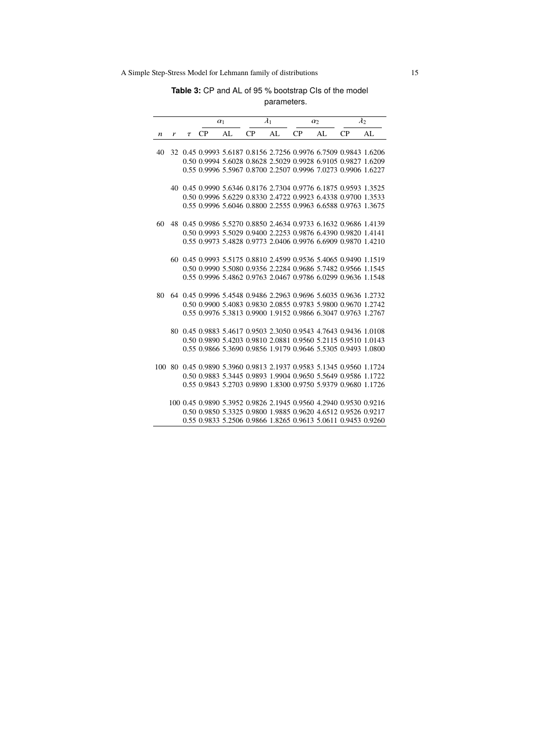**Table 3:** CP and AL of 95 % bootstrap CIs of the model parameters.

| | | | $\alpha_1$ | | $\lambda_1$ | | $\alpha_2$ | | $\lambda_2$ | |
|---|---|---|---|---|---|---|---|---|---|---|
| $n$ | $r$ | $\tau$ | CP | AL | CP | AL | CP | AL | CP | AL |
| 40 | 32 | 0.45 | 0.9993 | 5.6187 | 0.8156 | 2.7256 | 0.9976 | 6.7509 | 0.9843 | 1.6206 |
| | | 0.50 | 0.9994 | 5.6028 | 0.8628 | 2.5029 | 0.9928 | 6.9105 | 0.9827 | 1.6209 |
| | | 0.55 | 0.9996 | 5.5967 | 0.8700 | 2.2507 | 0.9996 | 7.0273 | 0.9906 | 1.6227 |
| | 40 | 0.45 | 0.9990 | 5.6346 | 0.8176 | 2.7304 | 0.9776 | 6.1875 | 0.9593 | 1.3525 |
| | | 0.50 | 0.9996 | 5.6229 | 0.8330 | 2.4722 | 0.9923 | 6.4338 | 0.9700 | 1.3533 |
| | | 0.55 | 0.9996 | 5.6046 | 0.8800 | 2.2555 | 0.9963 | 6.6588 | 0.9763 | 1.3675 |
| 60 | 48 | 0.45 | 0.9986 | 5.5270 | 0.8850 | 2.4634 | 0.9733 | 6.1632 | 0.9686 | 1.4139 |
| | | 0.50 | 0.9993 | 5.5029 | 0.9400 | 2.2253 | 0.9876 | 6.4390 | 0.9820 | 1.4141 |
| | | 0.55 | 0.9973 | 5.4828 | 0.9773 | 2.0406 | 0.9976 | 6.6909 | 0.9870 | 1.4210 |
| | 60 | 0.45 | 0.9993 | 5.5175 | 0.8810 | 2.4599 | 0.9536 | 5.4065 | 0.9490 | 1.1519 |
| | | 0.50 | 0.9990 | 5.5080 | 0.9356 | 2.2284 | 0.9686 | 5.7482 | 0.9566 | 1.1545 |
| | | 0.55 | 0.9996 | 5.4862 | 0.9763 | 2.0467 | 0.9786 | 6.0299 | 0.9636 | 1.1548 |
| 80 | 64 | 0.45 | 0.9996 | 5.4548 | 0.9486 | 2.2963 | 0.9696 | 5.6035 | 0.9636 | 1.2732 |
| | | 0.50 | 0.9900 | 5.4083 | 0.9830 | 2.0855 | 0.9783 | 5.9800 | 0.9670 | 1.2742 |
| | | 0.55 | 0.9976 | 5.3813 | 0.9900 | 1.9152 | 0.9866 | 6.3047 | 0.9763 | 1.2767 |
| | 80 | 0.45 | 0.9883 | 5.4617 | 0.9503 | 2.3050 | 0.9543 | 4.7643 | 0.9436 | 1.0108 |
| | | 0.50 | 0.9890 | 5.4203 | 0.9810 | 2.0881 | 0.9560 | 5.2115 | 0.9510 | 1.0143 |
| | | 0.55 | 0.9866 | 5.3690 | 0.9856 | 1.9179 | 0.9646 | 5.5305 | 0.9493 | 1.0800 |
| 100 | 80 | 0.45 | 0.9890 | 5.3960 | 0.9813 | 2.1937 | 0.9583 | 5.1345 | 0.9560 | 1.1724 |
| | | 0.50 | 0.9883 | 5.3445 | 0.9893 | 1.9904 | 0.9650 | 5.5649 | 0.9586 | 1.1722 |
| | | 0.55 | 0.9843 | 5.2703 | 0.9890 | 1.8300 | 0.9750 | 5.9379 | 0.9680 | 1.1726 |
| | 100 | 0.45 | 0.9890 | 5.3952 | 0.9826 | 2.1945 | 0.9560 | 4.2940 | 0.9530 | 0.9216 |
| | | 0.50 | 0.9850 | 5.3325 | 0.9800 | 1.9885 | 0.9620 | 4.6512 | 0.9526 | 0.9217 |
| | | 0.55 | 0.9833 | 5.2506 | 0.9866 | 1.8265 | 0.9613 | 5.0611 | 0.9453 | 0.9260 |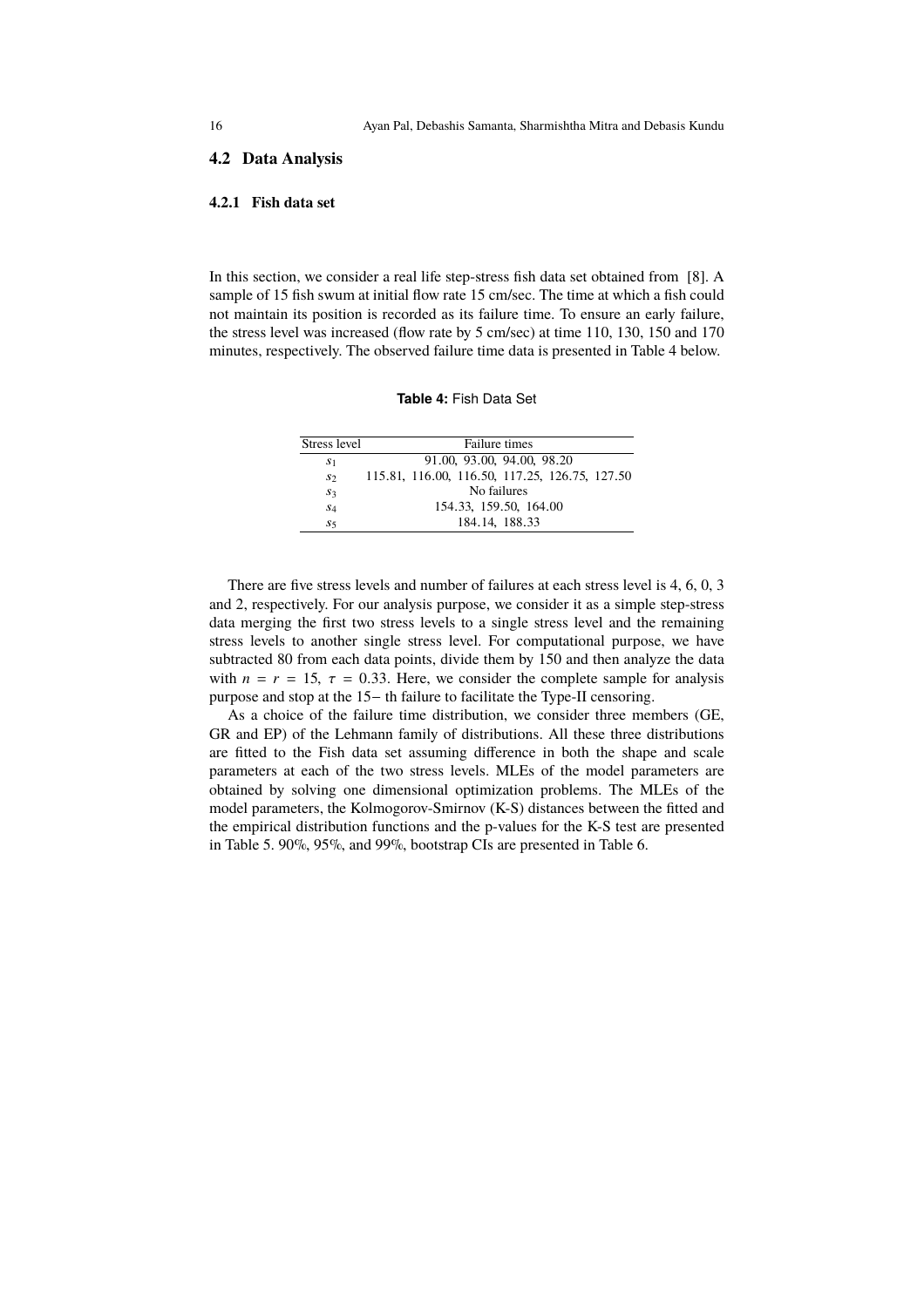## 4.2 Data Analysis

### 4.2.1 Fish data set

In this section, we consider a real life step-stress fish data set obtained from [8]. A sample of 15 fish swum at initial flow rate 15 cm/sec. The time at which a fish could not maintain its position is recorded as its failure time. To ensure an early failure, the stress level was increased (flow rate by 5 cm/sec) at time 110, 130, 150 and 170 minutes, respectively. The observed failure time data is presented in Table 4 below.

**Table 4:** Fish Data Set

| Stress level | Failure times |
|---|---|
| $s_1$ | 91.00, 93.00, 94.00, 98.20 |
| $s_2$ | 115.81, 116.00, 116.50, 117.25, 126.75, 127.50 |
| $s_3$ | No failures |
| $s_4$ | 154.33, 159.50, 164.00 |
| $s_5$ | 184.14, 188.33 |

There are five stress levels and number of failures at each stress level is 4, 6, 0, 3 and 2, respectively. For our analysis purpose, we consider it as a simple step-stress data merging the first two stress levels to a single stress level and the remaining stress levels to another single stress level. For computational purpose, we have subtracted 80 from each data points, divide them by 150 and then analyze the data with $n = r = 15$, $\tau = 0.33$. Here, we consider the complete sample for analysis purpose and stop at the $15-$ th failure to facilitate the Type-II censoring.

As a choice of the failure time distribution, we consider three members (GE, GR and EP) of the Lehmann family of distributions. All these three distributions are fitted to the Fish data set assuming difference in both the shape and scale parameters at each of the two stress levels. MLEs of the model parameters are obtained by solving one dimensional optimization problems. The MLEs of the model parameters, the Kolmogorov-Smirnov (K-S) distances between the fitted and the empirical distribution functions and the p-values for the K-S test are presented in Table 5. 90%, 95%, and 99%, bootstrap CIs are presented in Table 6.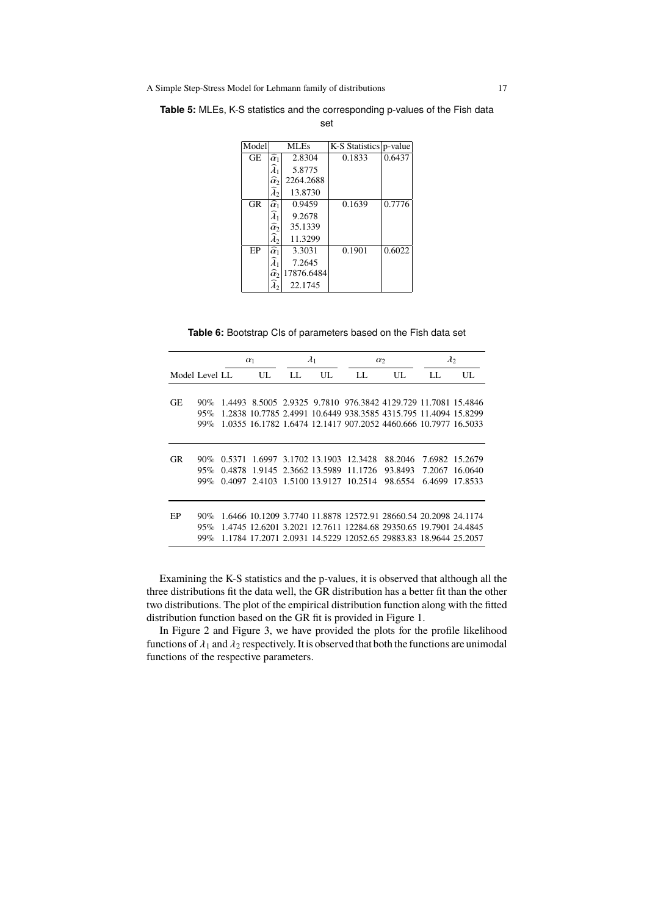**Table 5:** MLEs, K-S statistics and the corresponding p-values of the Fish data set

| Model | MLEs | | K-S Statistics | p-value |
|---|---|---|---|---|
| GE | $\widehat{\alpha}_1$ | 2.8304 | 0.1833 | 0.6437 |
| | $\widehat{\lambda}_1$ | 5.8775 | | |
| | $\widehat{\alpha}_2$ | 2264.2688 | | |
| | $\widehat{\lambda}_2$ | 13.8730 | | |
| GR | $\widehat{\alpha}_1$ | 0.9459 | 0.1639 | 0.7776 |
| | $\widehat{\lambda}_1$ | 9.2678 | | |
| | $\widehat{\alpha}_2$ | 35.1339 | | |
| | $\widehat{\lambda}_2$ | 11.3299 | | |
| EP | $\widehat{\alpha}_1$ | 3.3031 | 0.1901 | 0.6022 |
| | $\widehat{\lambda}_1$ | 7.2645 | | |
| | $\widehat{\alpha}_2$ | 17876.6484 | | |
| | $\widehat{\lambda}_2$ | 22.1745 | | |

**Table 6:** Bootstrap CIs of parameters based on the Fish data set

| | | $\alpha_1$ | | $\lambda_1$ | | $\alpha_2$ | | $\lambda_2$ | |
|---|---|---|---|---|---|---|---|---|---|
| Model | Level | LL | UL | LL | UL | LL | UL | LL | UL |
| GE | 90% | 1.4493 | 8.5005 | 2.9325 | 9.7810 | 976.3842 | 4129.729 | 11.7081 | 15.4846 |
| | 95% | 1.2838 | 10.7785 | 2.4991 | 10.6449 | 938.3585 | 4315.795 | 11.4094 | 15.8299 |
| | 99% | 1.0355 | 16.1782 | 1.6474 | 12.1417 | 907.2052 | 4460.666 | 10.7977 | 16.5033 |
| GR | 90% | 0.5371 | 1.6997 | 3.1702 | 13.1903 | 12.3428 | 88.2046 | 7.6982 | 15.2679 |
| | 95% | 0.4878 | 1.9145 | 2.3662 | 13.5989 | 11.1726 | 93.8493 | 7.2067 | 16.0640 |
| | 99% | 0.4097 | 2.4103 | 1.5100 | 13.9127 | 10.2514 | 98.6554 | 6.4699 | 17.8533 |
| EP | 90% | 1.6466 | 10.1209 | 3.7740 | 11.8878 | 12572.91 | 28660.54 | 20.2098 | 24.1174 |
| | 95% | 1.4745 | 12.6201 | 3.2021 | 12.7611 | 12284.68 | 29350.65 | 19.7901 | 24.4845 |
| | 99% | 1.1784 | 17.2071 | 2.0931 | 14.5229 | 12052.65 | 29883.83 | 18.9644 | 25.2057 |

Examining the K-S statistics and the p-values, it is observed that although all the three distributions fit the data well, the GR distribution has a better fit than the other two distributions. The plot of the empirical distribution function along with the fitted distribution function based on the GR fit is provided in Figure 1.

In Figure 2 and Figure 3, we have provided the plots for the profile likelihood functions of $\lambda_1$ and $\lambda_2$ respectively. It is observed that both the functions are unimodal functions of the respective parameters.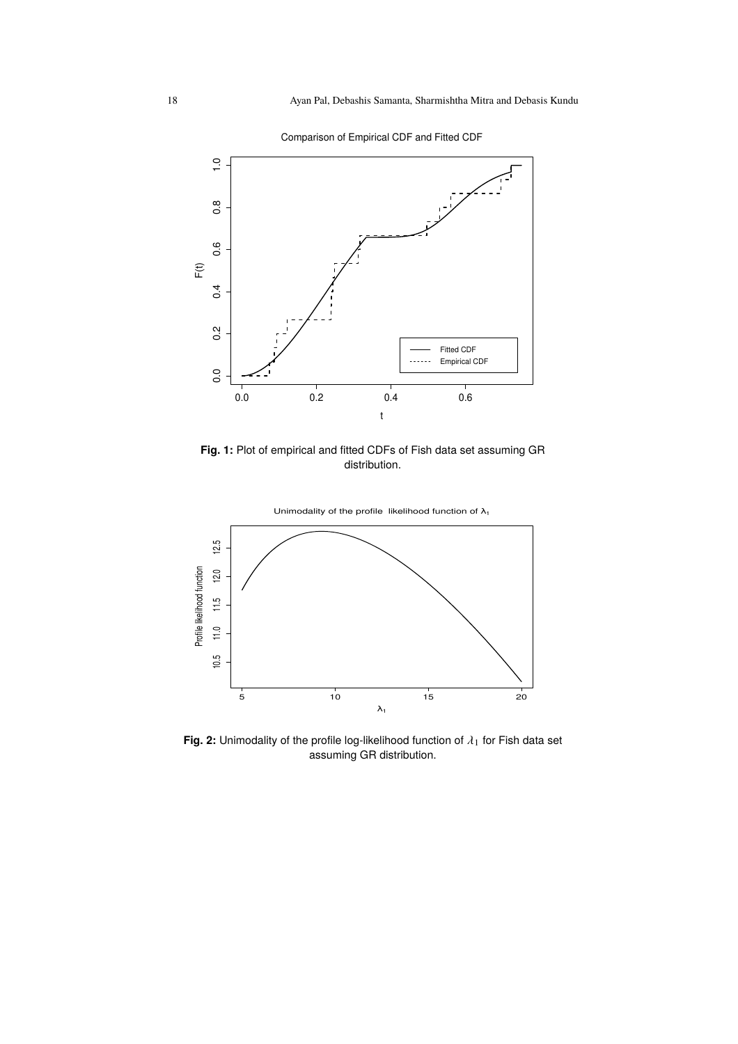**Fig. 1:** Plot of empirical and fitted CDFs of Fish data set assuming GR distribution.

**Fig. 2:** Unimodality of the profile log-likelihood function of $\lambda_1$ for Fish data set assuming GR distribution.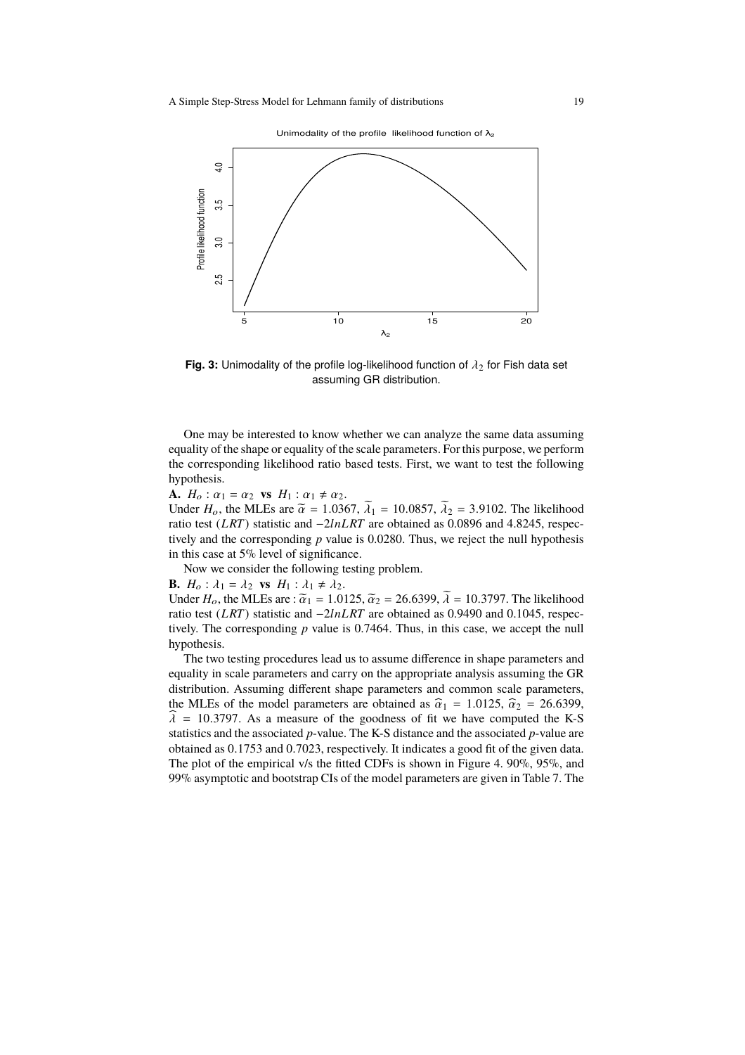**Fig. 3:** Unimodality of the profile log-likelihood function of $\lambda_2$ for Fish data set assuming GR distribution.

One may be interested to know whether we can analyze the same data assuming equality of the shape or equality of the scale parameters. For this purpose, we perform the corresponding likelihood ratio based tests. First, we want to test the following hypothesis.

**A.** $H_o : \alpha_1 = \alpha_2$ **vs** $H_1 : \alpha_1 \neq \alpha_2$.
Under $H_o$, the MLEs are $\widetilde{\alpha} = 1.0367$, $\widetilde{\lambda}_1 = 10.0857$, $\widetilde{\lambda}_2 = 3.9102$. The likelihood ratio test ($LRT$) statistic and $-2lnLRT$ are obtained as 0.0896 and 4.8245, respectively and the corresponding $p$ value is 0.0280. Thus, we reject the null hypothesis in this case at 5% level of significance.

Now we consider the following testing problem.

**B.** $H_o : \lambda_1 = \lambda_2$ **vs** $H_1 : \lambda_1 \neq \lambda_2$.
Under $H_o$, the MLEs are : $\widetilde{\alpha}_1 = 1.0125$, $\widetilde{\alpha}_2 = 26.6399$, $\widetilde{\lambda} = 10.3797$. The likelihood ratio test ($LRT$) statistic and $-2lnLRT$ are obtained as 0.9490 and 0.1045, respectively. The corresponding $p$ value is 0.7464. Thus, in this case, we accept the null hypothesis.

The two testing procedures lead us to assume difference in shape parameters and equality in scale parameters and carry on the appropriate analysis assuming the GR distribution. Assuming different shape parameters and common scale parameters, the MLEs of the model parameters are obtained as $\widehat{\alpha}_1 = 1.0125$, $\widehat{\alpha}_2 = 26.6399$, $\widehat{\lambda} = 10.3797$. As a measure of the goodness of fit we have computed the K-S statistics and the associated $p$-value. The K-S distance and the associated $p$-value are obtained as 0.1753 and 0.7023, respectively. It indicates a good fit of the given data. The plot of the empirical v/s the fitted CDFs is shown in Figure 4. 90%, 95%, and 99% asymptotic and bootstrap CIs of the model parameters are given in Table 7. The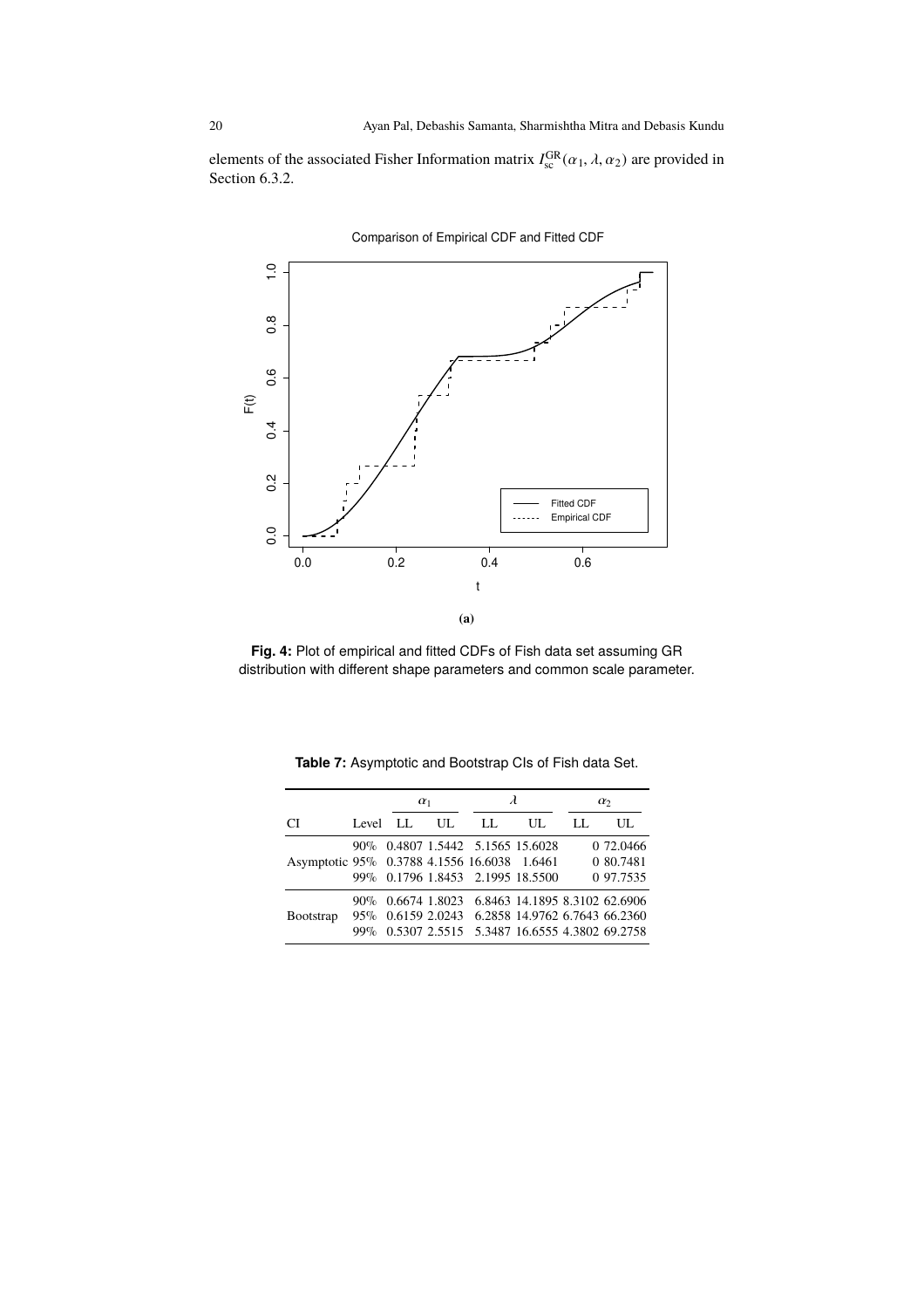elements of the associated Fisher Information matrix $I_{sc}^{GR}(\alpha_1, \lambda, \alpha_2)$ are provided in Section 6.3.2.

**(a)**

**Fig. 4:** Plot of empirical and fitted CDFs of Fish data set assuming GR distribution with different shape parameters and common scale parameter.

**Table 7:** Asymptotic and Bootstrap CIs of Fish data Set.

| | | $\alpha_1$ | | $\lambda$ | | $\alpha_2$ | |
|---|---|---|---|---|---|---|---|
| CI | Level | LL | UL | LL | UL | LL | UL |
| Asymptotic | 90% | 0.4807 | 1.5442 | 5.1565 | 15.6028 | 0 | 72.0466 |
| | 95% | 0.3788 | 4.1556 | 16.6038 | 1.6461 | 0 | 80.7481 |
| | 99% | 0.1796 | 1.8453 | 2.1995 | 18.5500 | 0 | 97.7535 |
| Bootstrap | 90% | 0.6674 | 1.8023 | 6.8463 | 14.1895 | 8.3102 | 62.6906 |
| | 95% | 0.6159 | 2.0243 | 6.2858 | 14.9762 | 6.7643 | 66.2360 |
| | 99% | 0.5307 | 2.5515 | 5.3487 | 16.6555 | 4.3802 | 69.2758 |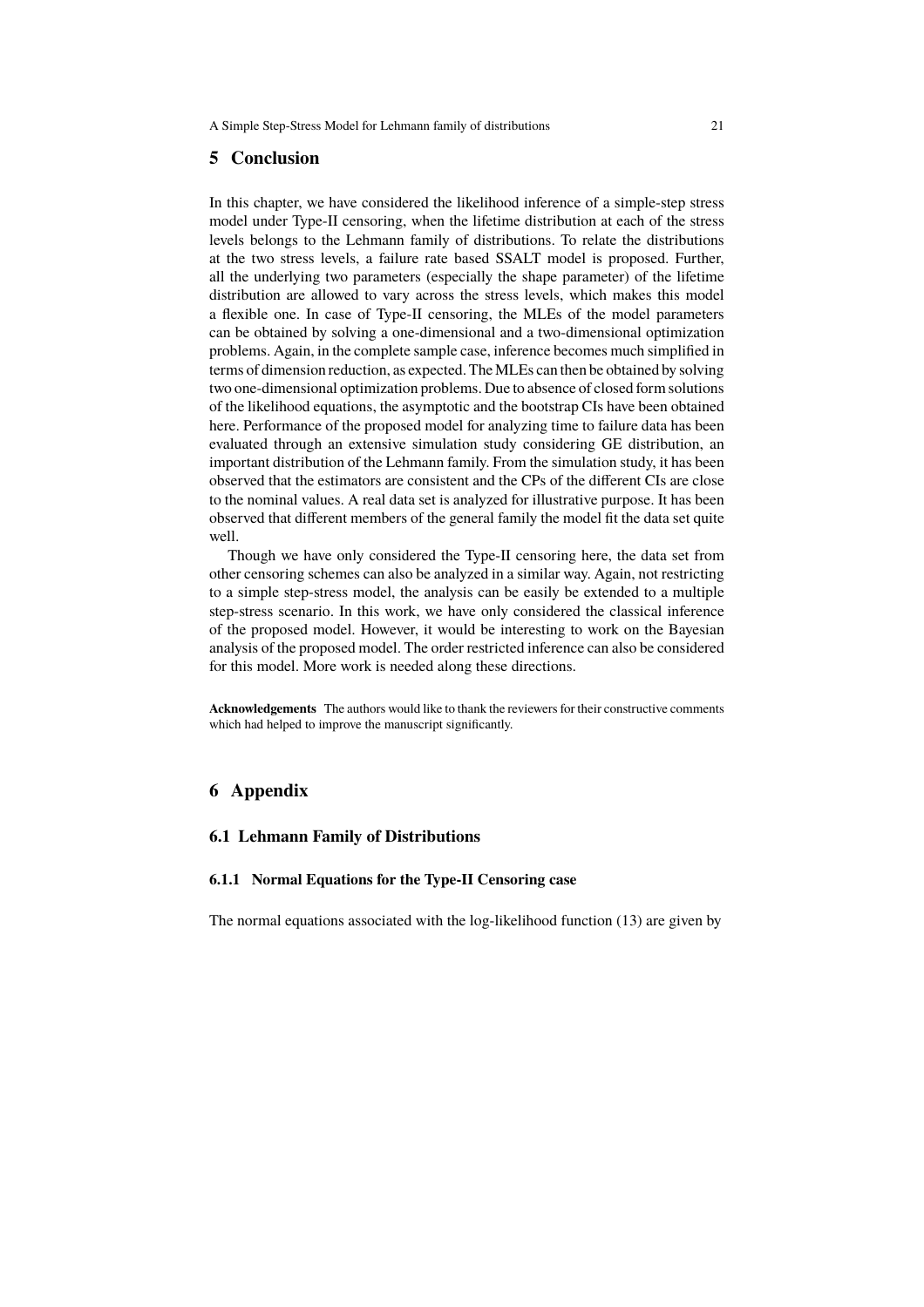## 5 Conclusion

In this chapter, we have considered the likelihood inference of a simple-step stress model under Type-II censoring, when the lifetime distribution at each of the stress levels belongs to the Lehmann family of distributions. To relate the distributions at the two stress levels, a failure rate based SSALT model is proposed. Further, all the underlying two parameters (especially the shape parameter) of the lifetime distribution are allowed to vary across the stress levels, which makes this model a flexible one. In case of Type-II censoring, the MLEs of the model parameters can be obtained by solving a one-dimensional and a two-dimensional optimization problems. Again, in the complete sample case, inference becomes much simplified in terms of dimension reduction, as expected. The MLEs can then be obtained by solving two one-dimensional optimization problems. Due to absence of closed form solutions of the likelihood equations, the asymptotic and the bootstrap CIs have been obtained here. Performance of the proposed model for analyzing time to failure data has been evaluated through an extensive simulation study considering GE distribution, an important distribution of the Lehmann family. From the simulation study, it has been observed that the estimators are consistent and the CPs of the different CIs are close to the nominal values. A real data set is analyzed for illustrative purpose. It has been observed that different members of the general family the model fit the data set quite well.

Though we have only considered the Type-II censoring here, the data set from other censoring schemes can also be analyzed in a similar way. Again, not restricting to a simple step-stress model, the analysis can be easily be extended to a multiple step-stress scenario. In this work, we have only considered the classical inference of the proposed model. However, it would be interesting to work on the Bayesian analysis of the proposed model. The order restricted inference can also be considered for this model. More work is needed along these directions.

**Acknowledgements** The authors would like to thank the reviewers for their constructive comments which had helped to improve the manuscript significantly.

## 6 Appendix

### 6.1 Lehmann Family of Distributions

#### 6.1.1 Normal Equations for the Type-II Censoring case

The normal equations associated with the log-likelihood function (13) are given by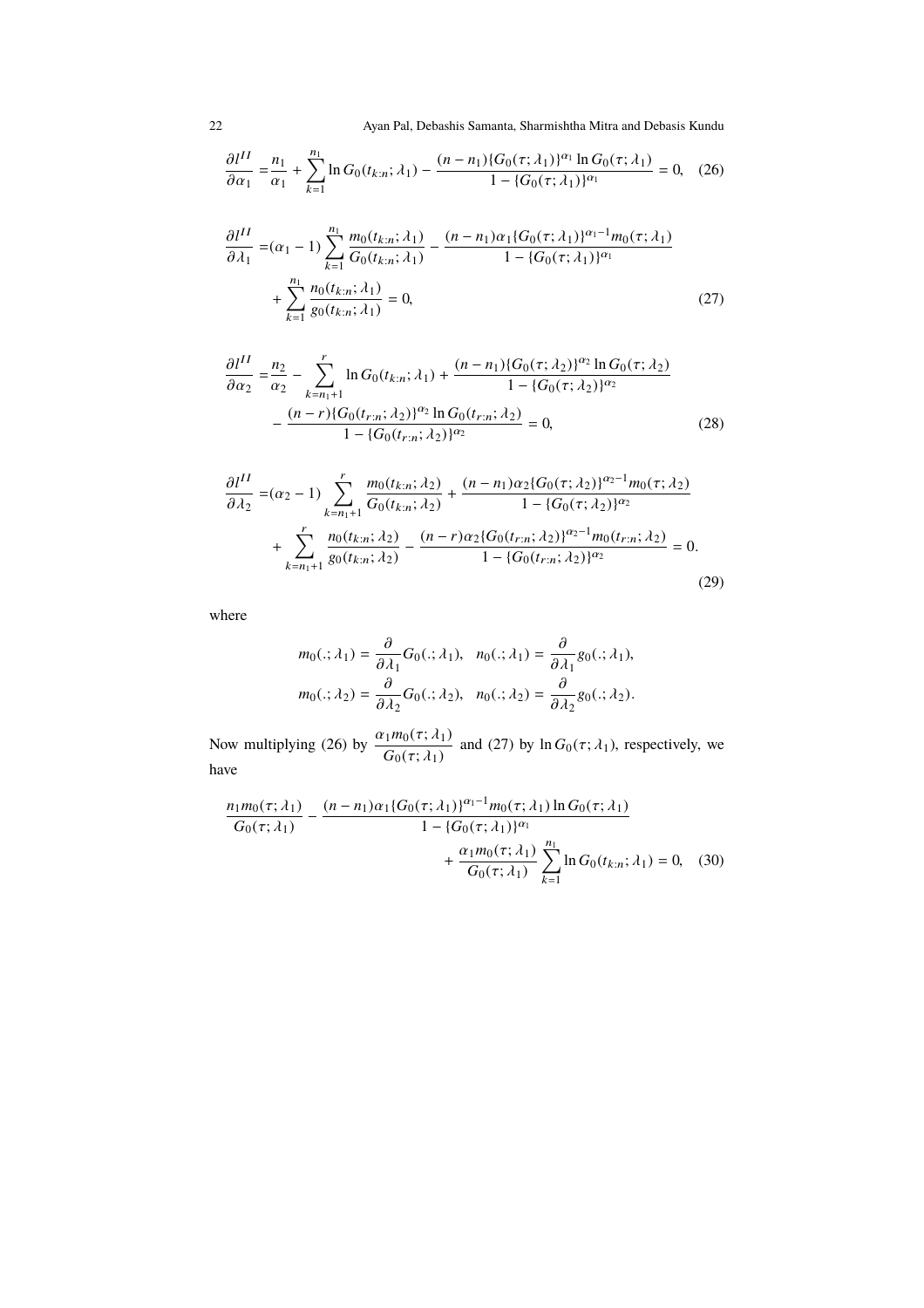$$\frac{\partial l^{II}}{\partial \alpha_1} = \frac{n_1}{\alpha_1} + \sum_{k=1}^{n_1} \ln G_0(t_{k:n};\lambda_1) - \frac{(n-n_1)\{G_0(\tau;\lambda_1)\}^{\alpha_1} \ln G_0(\tau;\lambda_1)}{1-\{G_0(\tau;\lambda_1)\}^{\alpha_1}} = 0, \quad (26)$$

$$\begin{aligned}\frac{\partial l^{II}}{\partial \lambda_1} =& (\alpha_1 - 1)\sum_{k=1}^{n_1} \frac{m_0(t_{k:n};\lambda_1)}{G_0(t_{k:n};\lambda_1)} - \frac{(n-n_1)\alpha_1\{G_0(\tau;\lambda_1)\}^{\alpha_1-1} m_0(\tau;\lambda_1)}{1-\{G_0(\tau;\lambda_1)\}^{\alpha_1}} \\ &+ \sum_{k=1}^{n_1} \frac{n_0(t_{k:n};\lambda_1)}{g_0(t_{k:n};\lambda_1)} = 0, \end{aligned} \quad (27)$$

$$\begin{aligned}\frac{\partial l^{II}}{\partial \alpha_2} =& \frac{n_2}{\alpha_2} - \sum_{k=n_1+1}^{r} \ln G_0(t_{k:n};\lambda_1) + \frac{(n-n_1)\{G_0(\tau;\lambda_2)\}^{\alpha_2} \ln G_0(\tau;\lambda_2)}{1-\{G_0(\tau;\lambda_2)\}^{\alpha_2}} \\ &- \frac{(n-r)\{G_0(t_{r:n};\lambda_2)\}^{\alpha_2} \ln G_0(t_{r:n};\lambda_2)}{1-\{G_0(t_{r:n};\lambda_2)\}^{\alpha_2}} = 0, \end{aligned} \quad (28)$$

$$\begin{aligned}\frac{\partial l^{II}}{\partial \lambda_2} =& (\alpha_2 - 1)\sum_{k=n_1+1}^{r} \frac{m_0(t_{k:n};\lambda_2)}{G_0(t_{k:n};\lambda_2)} + \frac{(n-n_1)\alpha_2\{G_0(\tau;\lambda_2)\}^{\alpha_2-1} m_0(\tau;\lambda_2)}{1-\{G_0(\tau;\lambda_2)\}^{\alpha_2}} \\ &+ \sum_{k=n_1+1}^{r} \frac{n_0(t_{k:n};\lambda_2)}{g_0(t_{k:n};\lambda_2)} - \frac{(n-r)\alpha_2\{G_0(t_{r:n};\lambda_2)\}^{\alpha_2-1} m_0(t_{r:n};\lambda_2)}{1-\{G_0(t_{r:n};\lambda_2)\}^{\alpha_2}} = 0. \end{aligned} \quad (29)$$

where

$$m_0(.;\lambda_1) = \frac{\partial}{\partial \lambda_1} G_0(.;\lambda_1), \quad n_0(.;\lambda_1) = \frac{\partial}{\partial \lambda_1} g_0(.;\lambda_1),$$
$$m_0(.;\lambda_2) = \frac{\partial}{\partial \lambda_2} G_0(.;\lambda_2), \quad n_0(.;\lambda_2) = \frac{\partial}{\partial \lambda_2} g_0(.;\lambda_2).$$

Now multiplying (26) by $\dfrac{\alpha_1 m_0(\tau;\lambda_1)}{G_0(\tau;\lambda_1)}$ and (27) by $\ln G_0(\tau;\lambda_1)$, respectively, we have

$$\begin{aligned}\frac{n_1 m_0(\tau;\lambda_1)}{G_0(\tau;\lambda_1)} - \frac{(n-n_1)\alpha_1\{G_0(\tau;\lambda_1)\}^{\alpha_1-1} m_0(\tau;\lambda_1) \ln G_0(\tau;\lambda_1)}{1-\{G_0(\tau;\lambda_1)\}^{\alpha_1}} \\ + \frac{\alpha_1 m_0(\tau;\lambda_1)}{G_0(\tau;\lambda_1)} \sum_{k=1}^{n_1} \ln G_0(t_{k:n};\lambda_1) = 0, \end{aligned} \quad (30)$$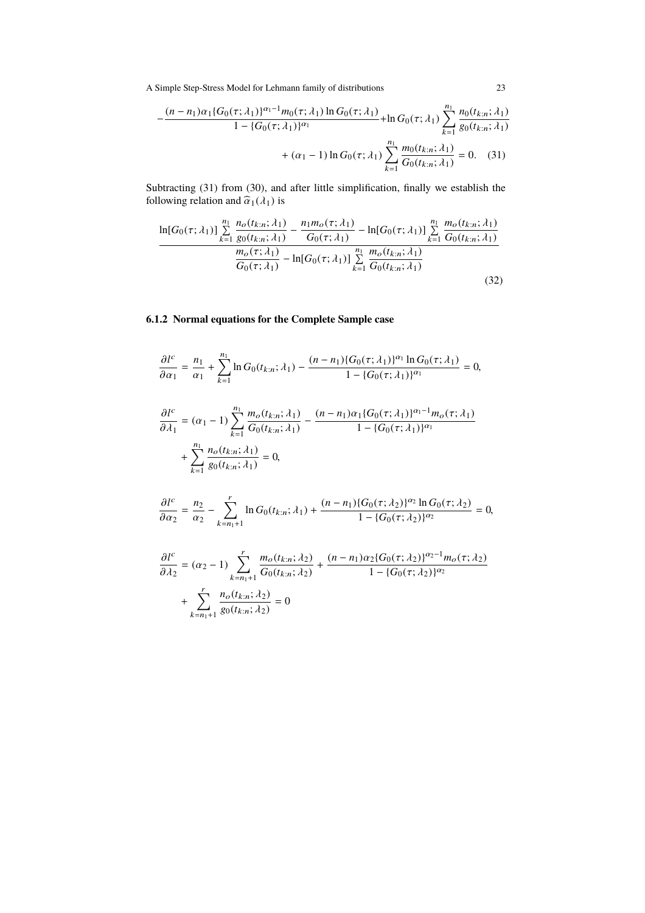$$
-\frac{(n-n_1)\alpha_1\{G_0(\tau;\lambda_1)\}^{\alpha_1-1}m_0(\tau;\lambda_1)\ln G_0(\tau;\lambda_1)}{1-\{G_0(\tau;\lambda_1)\}^{\alpha_1}}+\ln G_0(\tau;\lambda_1)\sum_{k=1}^{n_1}\frac{n_0(t_{k:n};\lambda_1)}{g_0(t_{k:n};\lambda_1)}
$$

$$
+(\alpha_1-1)\ln G_0(\tau;\lambda_1)\sum_{k=1}^{n_1}\frac{m_0(t_{k:n};\lambda_1)}{G_0(t_{k:n};\lambda_1)}=0. \quad (31)
$$

Subtracting (31) from (30), and after little simplification, finally we establish the following relation and $\widehat{\alpha}_1(\lambda_1)$ is

$$
\frac{\ln[G_0(\tau;\lambda_1)]\sum_{k=1}^{n_1}\frac{n_o(t_{k:n};\lambda_1)}{g_0(t_{k:n};\lambda_1)}-\frac{n_1 m_o(\tau;\lambda_1)}{G_0(\tau;\lambda_1)}-\ln[G_0(\tau;\lambda_1)]\sum_{k=1}^{n_1}\frac{m_o(t_{k:n};\lambda_1)}{G_0(t_{k:n};\lambda_1)}}{\frac{m_o(\tau;\lambda_1)}{G_0(\tau;\lambda_1)}-\ln[G_0(\tau;\lambda_1)]\sum_{k=1}^{n_1}\frac{m_o(t_{k:n};\lambda_1)}{G_0(t_{k:n};\lambda_1)}}
\quad (32)
$$

#### 6.1.2 Normal equations for the Complete Sample case

$$
\frac{\partial l^c}{\partial \alpha_1}=\frac{n_1}{\alpha_1}+\sum_{k=1}^{n_1}\ln G_0(t_{k:n};\lambda_1)-\frac{(n-n_1)\{G_0(\tau;\lambda_1)\}^{\alpha_1}\ln G_0(\tau;\lambda_1)}{1-\{G_0(\tau;\lambda_1)\}^{\alpha_1}}=0,
$$

$$
\frac{\partial l^c}{\partial \lambda_1}=(\alpha_1-1)\sum_{k=1}^{n_1}\frac{m_o(t_{k:n};\lambda_1)}{G_0(t_{k:n};\lambda_1)}-\frac{(n-n_1)\alpha_1\{G_0(\tau;\lambda_1)\}^{\alpha_1-1}m_o(\tau;\lambda_1)}{1-\{G_0(\tau;\lambda_1)\}^{\alpha_1}}
+\sum_{k=1}^{n_1}\frac{n_o(t_{k:n};\lambda_1)}{g_0(t_{k:n};\lambda_1)}=0,
$$

$$
\frac{\partial l^c}{\partial \alpha_2}=\frac{n_2}{\alpha_2}-\sum_{k=n_1+1}^{r}\ln G_0(t_{k:n};\lambda_1)+\frac{(n-n_1)\{G_0(\tau;\lambda_2)\}^{\alpha_2}\ln G_0(\tau;\lambda_2)}{1-\{G_0(\tau;\lambda_2)\}^{\alpha_2}}=0,
$$

$$
\frac{\partial l^c}{\partial \lambda_2}=(\alpha_2-1)\sum_{k=n_1+1}^{r}\frac{m_o(t_{k:n};\lambda_2)}{G_0(t_{k:n};\lambda_2)}+\frac{(n-n_1)\alpha_2\{G_0(\tau;\lambda_2)\}^{\alpha_2-1}m_o(\tau;\lambda_2)}{1-\{G_0(\tau;\lambda_2)\}^{\alpha_2}}
+\sum_{k=n_1+1}^{r}\frac{n_o(t_{k:n};\lambda_2)}{g_0(t_{k:n};\lambda_2)}=0
$$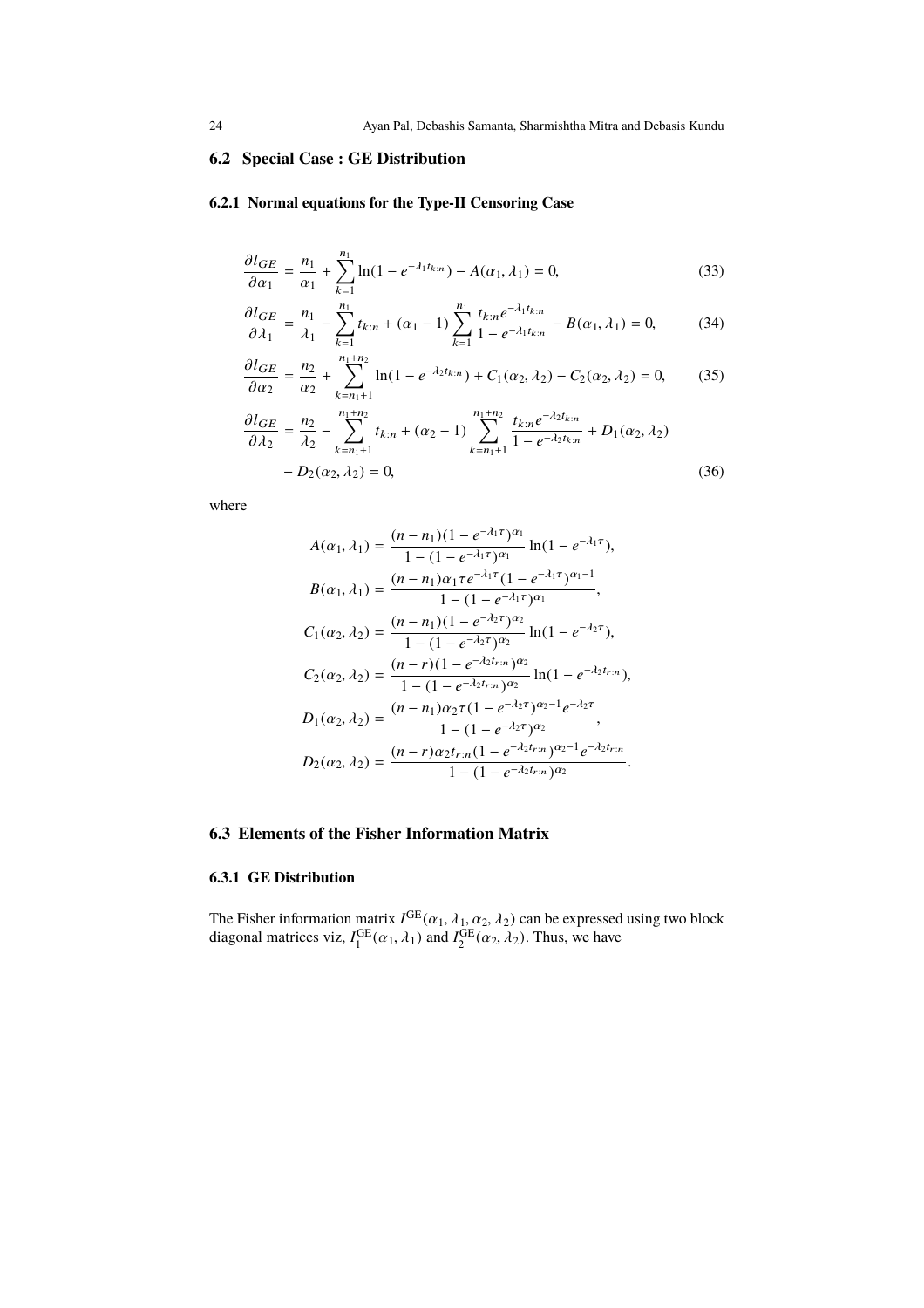## 6.2 Special Case : GE Distribution

### 6.2.1 Normal equations for the Type-II Censoring Case

$$
\frac{\partial l_{GE}}{\partial \alpha_1} = \frac{n_1}{\alpha_1} + \sum_{k=1}^{n_1} \ln(1 - e^{-\lambda_1 t_{k:n}}) - A(\alpha_1, \lambda_1) = 0, \tag{33}
$$

$$
\frac{\partial l_{GE}}{\partial \lambda_1} = \frac{n_1}{\lambda_1} - \sum_{k=1}^{n_1} t_{k:n} + (\alpha_1 - 1) \sum_{k=1}^{n_1} \frac{t_{k:n} e^{-\lambda_1 t_{k:n}}}{1 - e^{-\lambda_1 t_{k:n}}} - B(\alpha_1, \lambda_1) = 0, \tag{34}
$$

$$
\frac{\partial l_{GE}}{\partial \alpha_2} = \frac{n_2}{\alpha_2} + \sum_{k=n_1+1}^{n_1+n_2} \ln(1 - e^{-\lambda_2 t_{k:n}}) + C_1(\alpha_2, \lambda_2) - C_2(\alpha_2, \lambda_2) = 0, \tag{35}
$$

$$
\begin{aligned}
\frac{\partial l_{GE}}{\partial \lambda_2} = \frac{n_2}{\lambda_2} - \sum_{k=n_1+1}^{n_1+n_2} t_{k:n} + (\alpha_2 - 1) \sum_{k=n_1+1}^{n_1+n_2} \frac{t_{k:n} e^{-\lambda_2 t_{k:n}}}{1 - e^{-\lambda_2 t_{k:n}}} + D_1(\alpha_2, \lambda_2) \\
- D_2(\alpha_2, \lambda_2) = 0,
\end{aligned} \tag{36}
$$

where

$$
\begin{aligned}
A(\alpha_1, \lambda_1) &= \frac{(n - n_1)(1 - e^{-\lambda_1 \tau})^{\alpha_1}}{1 - (1 - e^{-\lambda_1 \tau})^{\alpha_1}} \ln(1 - e^{-\lambda_1 \tau}), \\
B(\alpha_1, \lambda_1) &= \frac{(n - n_1)\alpha_1 \tau e^{-\lambda_1 \tau}(1 - e^{-\lambda_1 \tau})^{\alpha_1 - 1}}{1 - (1 - e^{-\lambda_1 \tau})^{\alpha_1}}, \\
C_1(\alpha_2, \lambda_2) &= \frac{(n - n_1)(1 - e^{-\lambda_2 \tau})^{\alpha_2}}{1 - (1 - e^{-\lambda_2 \tau})^{\alpha_2}} \ln(1 - e^{-\lambda_2 \tau}), \\
C_2(\alpha_2, \lambda_2) &= \frac{(n - r)(1 - e^{-\lambda_2 t_{r:n}})^{\alpha_2}}{1 - (1 - e^{-\lambda_2 t_{r:n}})^{\alpha_2}} \ln(1 - e^{-\lambda_2 t_{r:n}}), \\
D_1(\alpha_2, \lambda_2) &= \frac{(n - n_1)\alpha_2 \tau (1 - e^{-\lambda_2 \tau})^{\alpha_2 - 1} e^{-\lambda_2 \tau}}{1 - (1 - e^{-\lambda_2 \tau})^{\alpha_2}}, \\
D_2(\alpha_2, \lambda_2) &= \frac{(n - r)\alpha_2 t_{r:n} (1 - e^{-\lambda_2 t_{r:n}})^{\alpha_2 - 1} e^{-\lambda_2 t_{r:n}}}{1 - (1 - e^{-\lambda_2 t_{r:n}})^{\alpha_2}}.
\end{aligned}
$$

## 6.3 Elements of the Fisher Information Matrix

### 6.3.1 GE Distribution

The Fisher information matrix $I^{\text{GE}}(\alpha_1, \lambda_1, \alpha_2, \lambda_2)$ can be expressed using two block diagonal matrices viz, $I_1^{\text{GE}}(\alpha_1, \lambda_1)$ and $I_2^{\text{GE}}(\alpha_2, \lambda_2)$. Thus, we have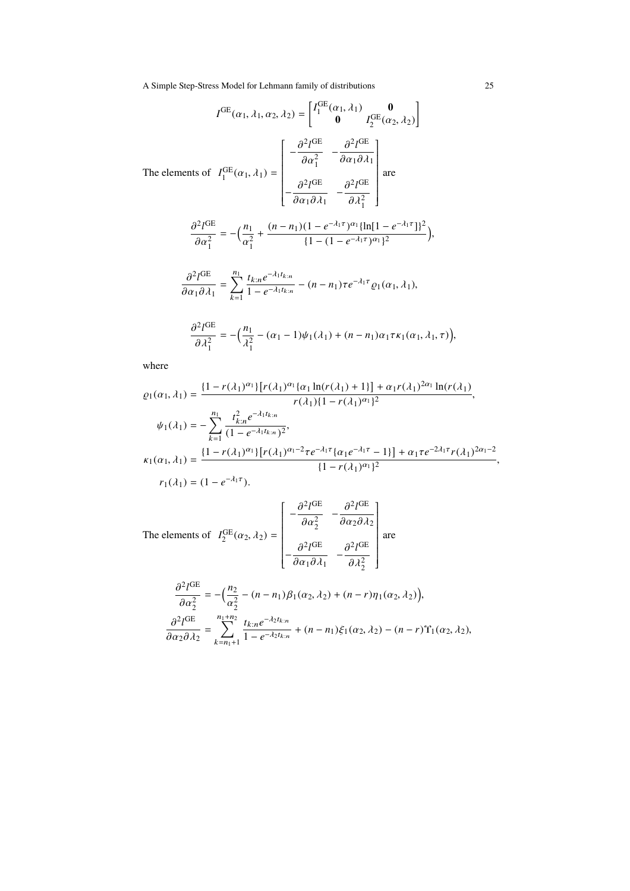$$I^{\mathrm{GE}}(\alpha_1, \lambda_1, \alpha_2, \lambda_2) = \begin{bmatrix} I_1^{\mathrm{GE}}(\alpha_1, \lambda_1) & \mathbf{0} \\ \mathbf{0} & I_2^{\mathrm{GE}}(\alpha_2, \lambda_2) \end{bmatrix}$$

The elements of $I_1^{\mathrm{GE}}(\alpha_1, \lambda_1) = \begin{bmatrix} -\dfrac{\partial^2 l^{\mathrm{GE}}}{\partial \alpha_1^2} & -\dfrac{\partial^2 l^{\mathrm{GE}}}{\partial \alpha_1 \partial \lambda_1} \\ -\dfrac{\partial^2 l^{\mathrm{GE}}}{\partial \alpha_1 \partial \lambda_1} & -\dfrac{\partial^2 l^{\mathrm{GE}}}{\partial \lambda_1^2} \end{bmatrix}$ are

$$\frac{\partial^2 l^{\mathrm{GE}}}{\partial \alpha_1^2} = -\Big(\frac{n_1}{\alpha_1^2} + \frac{(n-n_1)(1-e^{-\lambda_1 \tau})^{\alpha_1}\{\ln[1-e^{-\lambda_1 \tau}]\}^2}{\{1-(1-e^{-\lambda_1 \tau})^{\alpha_1}\}^2}\Big),$$

$$\frac{\partial^2 l^{\mathrm{GE}}}{\partial \alpha_1 \partial \lambda_1} = \sum_{k=1}^{n_1} \frac{t_{k:n} e^{-\lambda_1 t_{k:n}}}{1-e^{-\lambda_1 t_{k:n}}} - (n-n_1)\tau e^{-\lambda_1 \tau} \varrho_1(\alpha_1, \lambda_1),$$

$$\frac{\partial^2 l^{\mathrm{GE}}}{\partial \lambda_1^2} = -\Big(\frac{n_1}{\lambda_1^2} - (\alpha_1 - 1)\psi_1(\lambda_1) + (n-n_1)\alpha_1 \tau \kappa_1(\alpha_1, \lambda_1, \tau)\Big),$$

where

$$\varrho_1(\alpha_1, \lambda_1) = \frac{\{1-r(\lambda_1)^{\alpha_1}\}\big[r(\lambda_1)^{\alpha_1}\{\alpha_1 \ln(r(\lambda_1)+1\}\big] + \alpha_1 r(\lambda_1)^{2\alpha_1} \ln(r(\lambda_1)}{r(\lambda_1)\{1-r(\lambda_1)^{\alpha_1}\}^2},$$

$$\psi_1(\lambda_1) = -\sum_{k=1}^{n_1} \frac{t_{k:n}^2 e^{-\lambda_1 t_{k:n}}}{(1-e^{-\lambda_1 t_{k:n}})^2},$$

$$\kappa_1(\alpha_1, \lambda_1) = \frac{\{1-r(\lambda_1)^{\alpha_1}\}\big[r(\lambda_1)^{\alpha_1 - 2}\tau e^{-\lambda_1 \tau}\{\alpha_1 e^{-\lambda_1 \tau} - 1\}\big] + \alpha_1 \tau e^{-2\lambda_1 \tau} r(\lambda_1)^{2\alpha_1 - 2}}{\{1-r(\lambda_1)^{\alpha_1}\}^2},$$

$$r_1(\lambda_1) = (1-e^{-\lambda_1 \tau}).$$

The elements of $I_2^{\mathrm{GE}}(\alpha_2, \lambda_2) = \begin{bmatrix} -\dfrac{\partial^2 l^{\mathrm{GE}}}{\partial \alpha_2^2} & -\dfrac{\partial^2 l^{\mathrm{GE}}}{\partial \alpha_2 \partial \lambda_2} \\ -\dfrac{\partial^2 l^{\mathrm{GE}}}{\partial \alpha_1 \partial \lambda_1} & -\dfrac{\partial^2 l^{\mathrm{GE}}}{\partial \lambda_2^2} \end{bmatrix}$ are

$$\frac{\partial^2 l^{\mathrm{GE}}}{\partial \alpha_2^2} = -\Big(\frac{n_2}{\alpha_2^2} - (n-n_1)\beta_1(\alpha_2, \lambda_2) + (n-r)\eta_1(\alpha_2, \lambda_2)\Big),$$

$$\frac{\partial^2 l^{\mathrm{GE}}}{\partial \alpha_2 \partial \lambda_2} = \sum_{k=n_1+1}^{n_1+n_2} \frac{t_{k:n} e^{-\lambda_2 t_{k:n}}}{1-e^{-\lambda_2 t_{k:n}}} + (n-n_1)\xi_1(\alpha_2, \lambda_2) - (n-r)\Upsilon_1(\alpha_2, \lambda_2),$$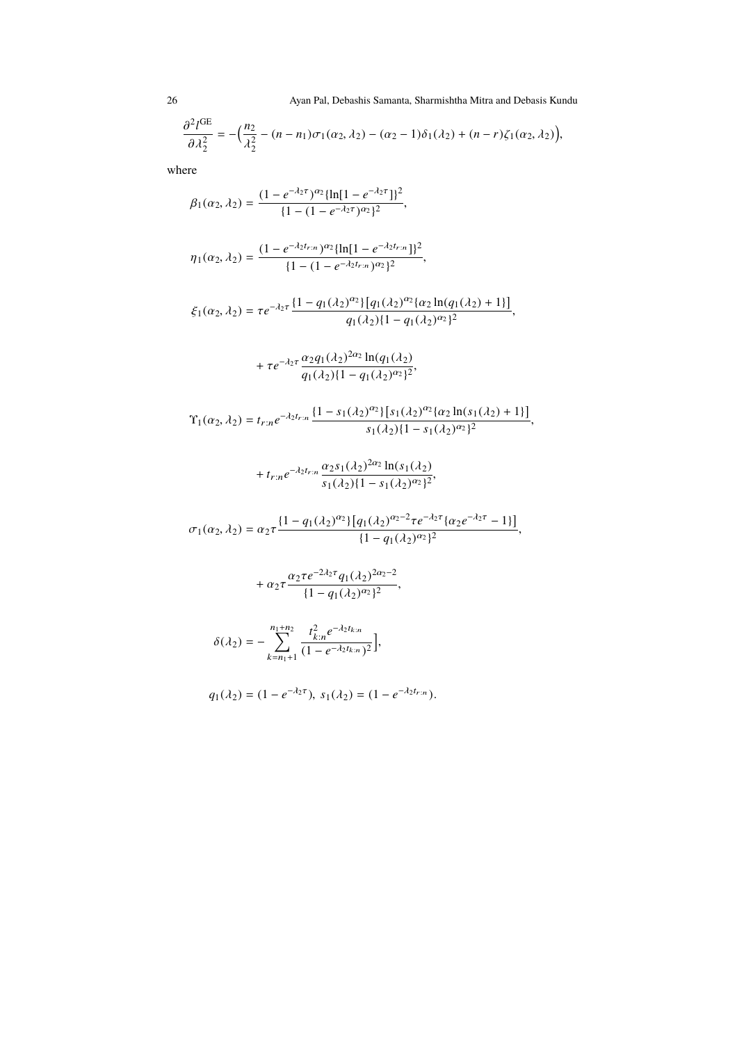$$\frac{\partial^2 l^{\text{GE}}}{\partial \lambda_2^2} = -\Big(\frac{n_2}{\lambda_2^2} - (n-n_1)\sigma_1(\alpha_2, \lambda_2) - (\alpha_2 - 1)\delta_1(\lambda_2) + (n-r)\zeta_1(\alpha_2, \lambda_2)\Big),$$

where

$$\beta_1(\alpha_2, \lambda_2) = \frac{(1-e^{-\lambda_2 \tau})^{\alpha_2}\{\ln[1-e^{-\lambda_2 \tau}]\}^2}{\{1-(1-e^{-\lambda_2 \tau})^{\alpha_2}\}^2},$$

$$\eta_1(\alpha_2, \lambda_2) = \frac{(1-e^{-\lambda_2 t_{r:n}})^{\alpha_2}\{\ln[1-e^{-\lambda_2 t_{r:n}}]\}^2}{\{1-(1-e^{-\lambda_2 t_{r:n}})^{\alpha_2}\}^2},$$

$$\xi_1(\alpha_2, \lambda_2) = \tau e^{-\lambda_2 \tau}\frac{\{1-q_1(\lambda_2)^{\alpha_2}\}\big[q_1(\lambda_2)^{\alpha_2}\{\alpha_2 \ln(q_1(\lambda_2)+1\}\big]}{q_1(\lambda_2)\{1-q_1(\lambda_2)^{\alpha_2}\}^2},$$

$$+ \tau e^{-\lambda_2 \tau}\frac{\alpha_2 q_1(\lambda_2)^{2\alpha_2}\ln(q_1(\lambda_2)}{q_1(\lambda_2)\{1-q_1(\lambda_2)^{\alpha_2}\}^2},$$

$$\Upsilon_1(\alpha_2, \lambda_2) = t_{r:n} e^{-\lambda_2 t_{r:n}}\frac{\{1-s_1(\lambda_2)^{\alpha_2}\}\big[s_1(\lambda_2)^{\alpha_2}\{\alpha_2 \ln(s_1(\lambda_2)+1\}\big]}{s_1(\lambda_2)\{1-s_1(\lambda_2)^{\alpha_2}\}^2},$$

$$+ t_{r:n} e^{-\lambda_2 t_{r:n}}\frac{\alpha_2 s_1(\lambda_2)^{2\alpha_2}\ln(s_1(\lambda_2)}{s_1(\lambda_2)\{1-s_1(\lambda_2)^{\alpha_2}\}^2},$$

$$\sigma_1(\alpha_2, \lambda_2) = \alpha_2 \tau \frac{\{1-q_1(\lambda_2)^{\alpha_2}\}\big[q_1(\lambda_2)^{\alpha_2 - 2}\tau e^{-\lambda_2 \tau}\{\alpha_2 e^{-\lambda_2 \tau} - 1\}\big]}{\{1-q_1(\lambda_2)^{\alpha_2}\}^2},$$

$$+ \alpha_2 \tau \frac{\alpha_2 \tau e^{-2\lambda_2 \tau} q_1(\lambda_2)^{2\alpha_2 - 2}}{\{1-q_1(\lambda_2)^{\alpha_2}\}^2},$$

$$\delta(\lambda_2) = -\sum_{k=n_1+1}^{n_1+n_2}\frac{t_{k:n}^2 e^{-\lambda_2 t_{k:n}}}{(1-e^{-\lambda_2 t_{k:n}})^2}\Big],$$

$$q_1(\lambda_2) = (1-e^{-\lambda_2 \tau}),\ s_1(\lambda_2) = (1-e^{-\lambda_2 t_{r:n}}).$$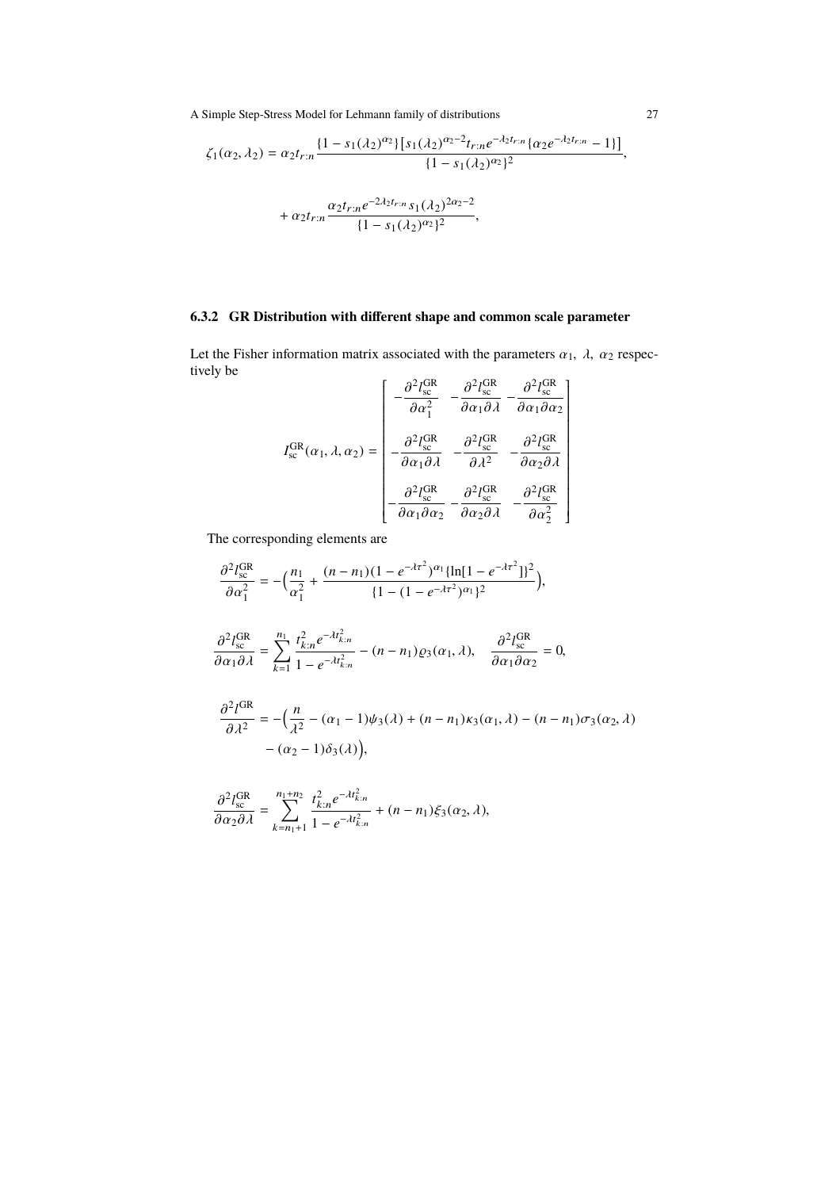$$\zeta_1(\alpha_2, \lambda_2) = \alpha_2 t_{r:n} \frac{\{1 - s_1(\lambda_2)^{\alpha_2}\}\big[s_1(\lambda_2)^{\alpha_2 - 2} t_{r:n} e^{-\lambda_2 t_{r:n}} \{\alpha_2 e^{-\lambda_2 t_{r:n}} - 1\}\big]}{\{1 - s_1(\lambda_2)^{\alpha_2}\}^2},$$

$$+ \alpha_2 t_{r:n} \frac{\alpha_2 t_{r:n} e^{-2\lambda_2 t_{r:n}} s_1(\lambda_2)^{2\alpha_2 - 2}}{\{1 - s_1(\lambda_2)^{\alpha_2}\}^2},$$

### 6.3.2 GR Distribution with different shape and common scale parameter

Let the Fisher information matrix associated with the parameters $\alpha_1,\ \lambda,\ \alpha_2$ respectively be

$$I_{\rm sc}^{\rm GR}(\alpha_1, \lambda, \alpha_2) = \begin{bmatrix} -\dfrac{\partial^2 l_{\rm sc}^{\rm GR}}{\partial \alpha_1^2} & -\dfrac{\partial^2 l_{\rm sc}^{\rm GR}}{\partial \alpha_1 \partial \lambda} & -\dfrac{\partial^2 l_{\rm sc}^{\rm GR}}{\partial \alpha_1 \partial \alpha_2} \\[2ex] -\dfrac{\partial^2 l_{\rm sc}^{\rm GR}}{\partial \alpha_1 \partial \lambda} & -\dfrac{\partial^2 l_{\rm sc}^{\rm GR}}{\partial \lambda^2} & -\dfrac{\partial^2 l_{\rm sc}^{\rm GR}}{\partial \alpha_2 \partial \lambda} \\[2ex] -\dfrac{\partial^2 l_{\rm sc}^{\rm GR}}{\partial \alpha_1 \partial \alpha_2} & -\dfrac{\partial^2 l_{\rm sc}^{\rm GR}}{\partial \alpha_2 \partial \lambda} & -\dfrac{\partial^2 l_{\rm sc}^{\rm GR}}{\partial \alpha_2^2} \end{bmatrix}$$

The corresponding elements are

$$\frac{\partial^2 l_{\rm sc}^{\rm GR}}{\partial \alpha_1^2} = -\Big(\frac{n_1}{\alpha_1^2} + \frac{(n - n_1)(1 - e^{-\lambda \tau^2})^{\alpha_1} \{\ln[1 - e^{-\lambda \tau^2}]\}^2}{\{1 - (1 - e^{-\lambda \tau^2})^{\alpha_1}\}^2}\Big),$$

$$\frac{\partial^2 l_{\rm sc}^{\rm GR}}{\partial \alpha_1 \partial \lambda} = \sum_{k=1}^{n_1} \frac{t_{k:n}^2 e^{-\lambda t_{k:n}^2}}{1 - e^{-\lambda t_{k:n}^2}} - (n - n_1)\varrho_3(\alpha_1, \lambda), \quad \frac{\partial^2 l_{\rm sc}^{\rm GR}}{\partial \alpha_1 \partial \alpha_2} = 0,$$

$$\frac{\partial^2 l^{\rm GR}}{\partial \lambda^2} = -\Big(\frac{n}{\lambda^2} - (\alpha_1 - 1)\psi_3(\lambda) + (n - n_1)\kappa_3(\alpha_1, \lambda) - (n - n_1)\sigma_3(\alpha_2, \lambda) - (\alpha_2 - 1)\delta_3(\lambda)\Big),$$

$$\frac{\partial^2 l_{\rm sc}^{\rm GR}}{\partial \alpha_2 \partial \lambda} = \sum_{k=n_1+1}^{n_1+n_2} \frac{t_{k:n}^2 e^{-\lambda t_{k:n}^2}}{1 - e^{-\lambda t_{k:n}^2}} + (n - n_1)\xi_3(\alpha_2, \lambda),$$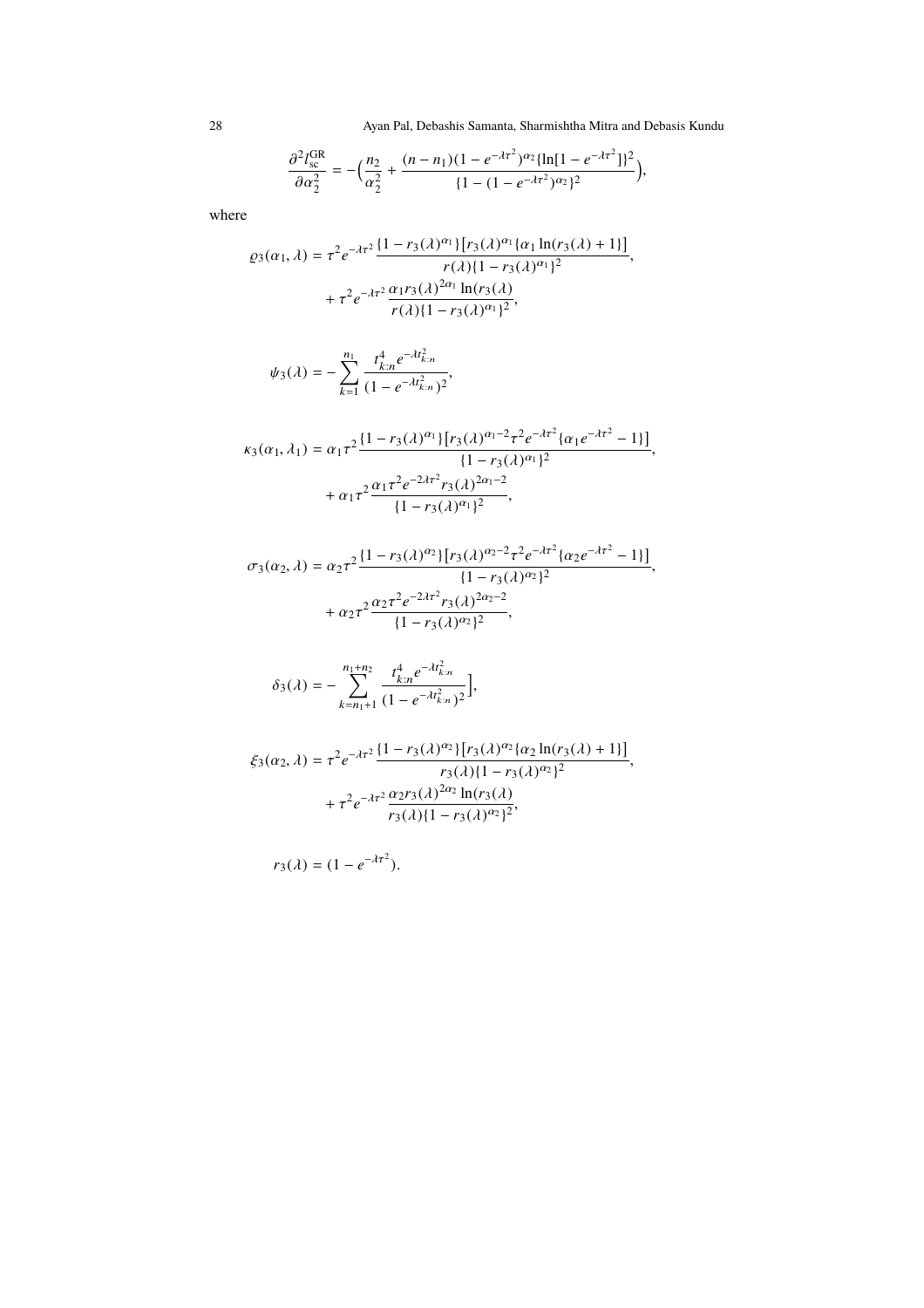$$\frac{\partial^2 l_{\text{sc}}^{\text{GR}}}{\partial \alpha_2^2} = -\Big(\frac{n_2}{\alpha_2^2} + \frac{(n-n_1)(1-e^{-\lambda\tau^2})^{\alpha_2}\{\ln[1-e^{-\lambda\tau^2}]\}^2}{\{1-(1-e^{-\lambda\tau^2})^{\alpha_2}\}^2}\Big),$$

where

$$\varrho_3(\alpha_1,\lambda) = \tau^2 e^{-\lambda\tau^2}\frac{\{1-r_3(\lambda)^{\alpha_1}\}\big[r_3(\lambda)^{\alpha_1}\{\alpha_1\ln(r_3(\lambda)+1\}\big]}{r(\lambda)\{1-r_3(\lambda)^{\alpha_1}\}^2},$$
$$+\,\tau^2 e^{-\lambda\tau^2}\frac{\alpha_1 r_3(\lambda)^{2\alpha_1}\ln(r_3(\lambda)}{r(\lambda)\{1-r_3(\lambda)^{\alpha_1}\}^2},$$

$$\psi_3(\lambda) = -\sum_{k=1}^{n_1}\frac{t_{k:n}^4 e^{-\lambda t_{k:n}^2}}{(1-e^{-\lambda t_{k:n}^2})^2},$$

$$\kappa_3(\alpha_1,\lambda_1) = \alpha_1\tau^2\frac{\{1-r_3(\lambda)^{\alpha_1}\}\big[r_3(\lambda)^{\alpha_1-2}\tau^2 e^{-\lambda\tau^2}\{\alpha_1 e^{-\lambda\tau^2}-1\}\big]}{\{1-r_3(\lambda)^{\alpha_1}\}^2},$$
$$+\,\alpha_1\tau^2\frac{\alpha_1\tau^2 e^{-2\lambda\tau^2}r_3(\lambda)^{2\alpha_1-2}}{\{1-r_3(\lambda)^{\alpha_1}\}^2},$$

$$\sigma_3(\alpha_2,\lambda) = \alpha_2\tau^2\frac{\{1-r_3(\lambda)^{\alpha_2}\}\big[r_3(\lambda)^{\alpha_2-2}\tau^2 e^{-\lambda\tau^2}\{\alpha_2 e^{-\lambda\tau^2}-1\}\big]}{\{1-r_3(\lambda)^{\alpha_2}\}^2},$$
$$+\,\alpha_2\tau^2\frac{\alpha_2\tau^2 e^{-2\lambda\tau^2}r_3(\lambda)^{2\alpha_2-2}}{\{1-r_3(\lambda)^{\alpha_2}\}^2},$$

$$\delta_3(\lambda) = -\sum_{k=n_1+1}^{n_1+n_2}\frac{t_{k:n}^4 e^{-\lambda t_{k:n}^2}}{(1-e^{-\lambda t_{k:n}^2})^2}\Big],$$

$$\xi_3(\alpha_2,\lambda) = \tau^2 e^{-\lambda\tau^2}\frac{\{1-r_3(\lambda)^{\alpha_2}\}\big[r_3(\lambda)^{\alpha_2}\{\alpha_2\ln(r_3(\lambda)+1\}\big]}{r_3(\lambda)\{1-r_3(\lambda)^{\alpha_2}\}^2},$$
$$+\,\tau^2 e^{-\lambda\tau^2}\frac{\alpha_2 r_3(\lambda)^{2\alpha_2}\ln(r_3(\lambda)}{r_3(\lambda)\{1-r_3(\lambda)^{\alpha_2}\}^2},$$

$$r_3(\lambda) = (1-e^{-\lambda\tau^2}).$$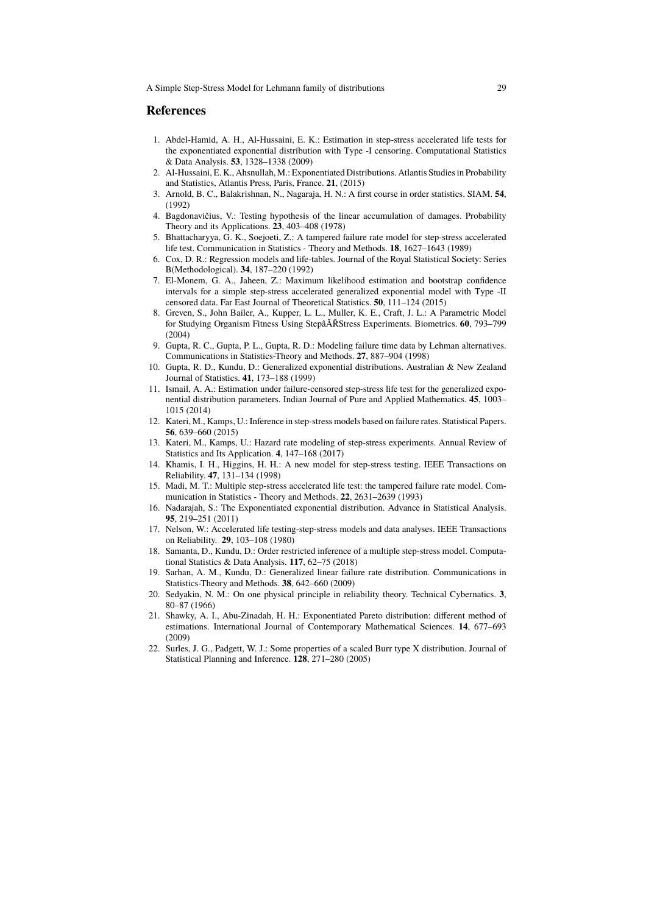## References

1. Abdel-Hamid, A. H., Al-Hussaini, E. K.: Estimation in step-stress accelerated life tests for the exponentiated exponential distribution with Type -I censoring. Computational Statistics & Data Analysis. **53**, 1328–1338 (2009)
2. Al-Hussaini, E. K., Ahsnullah, M.: Exponentiated Distributions. Atlantis Studies in Probability and Statistics, Atlantis Press, Paris, France. **21**, (2015)
3. Arnold, B. C., Balakrishnan, N., Nagaraja, H. N.: A first course in order statistics. SIAM. **54**, (1992)
4. Bagdonavičius, V.: Testing hypothesis of the linear accumulation of damages. Probability Theory and its Applications. **23**, 403–408 (1978)
5. Bhattacharyya, G. K., Soejoeti, Z.: A tampered failure rate model for step-stress accelerated life test. Communication in Statistics - Theory and Methods. **18**, 1627–1643 (1989)
6. Cox, D. R.: Regression models and life-tables. Journal of the Royal Statistical Society: Series B(Methodological). **34**, 187–220 (1992)
7. El-Monem, G. A., Jaheen, Z.: Maximum likelihood estimation and bootstrap confidence intervals for a simple step-stress accelerated generalized exponential model with Type -II censored data. Far East Journal of Theoretical Statistics. **50**, 111–124 (2015)
8. Greven, S., John Bailer, A., Kupper, L. L., Muller, K. E., Craft, J. L.: A Parametric Model for Studying Organism Fitness Using StepâĂŘStress Experiments. Biometrics. **60**, 793–799 (2004)
9. Gupta, R. C., Gupta, P. L., Gupta, R. D.: Modeling failure time data by Lehman alternatives. Communications in Statistics-Theory and Methods. **27**, 887–904 (1998)
10. Gupta, R. D., Kundu, D.: Generalized exponential distributions. Australian & New Zealand Journal of Statistics. **41**, 173–188 (1999)
11. Ismail, A. A.: Estimation under failure-censored step-stress life test for the generalized exponential distribution parameters. Indian Journal of Pure and Applied Mathematics. **45**, 1003–1015 (2014)
12. Kateri, M., Kamps, U.: Inference in step-stress models based on failure rates. Statistical Papers. **56**, 639–660 (2015)
13. Kateri, M., Kamps, U.: Hazard rate modeling of step-stress experiments. Annual Review of Statistics and Its Application. **4**, 147–168 (2017)
14. Khamis, I. H., Higgins, H. H.: A new model for step-stress testing. IEEE Transactions on Reliability. **47**, 131–134 (1998)
15. Madi, M. T.: Multiple step-stress accelerated life test: the tampered failure rate model. Communication in Statistics - Theory and Methods. **22**, 2631–2639 (1993)
16. Nadarajah, S.: The Exponentiated exponential distribution. Advance in Statistical Analysis. **95**, 219–251 (2011)
17. Nelson, W.: Accelerated life testing-step-stress models and data analyses. IEEE Transactions on Reliability. **29**, 103–108 (1980)
18. Samanta, D., Kundu, D.: Order restricted inference of a multiple step-stress model. Computational Statistics & Data Analysis. **117**, 62–75 (2018)
19. Sarhan, A. M., Kundu, D.: Generalized linear failure rate distribution. Communications in Statistics-Theory and Methods. **38**, 642–660 (2009)
20. Sedyakin, N. M.: On one physical principle in reliability theory. Technical Cybernatics. **3**, 80–87 (1966)
21. Shawky, A. I., Abu-Zinadah, H. H.: Exponentiated Pareto distribution: different method of estimations. International Journal of Contemporary Mathematical Sciences. **14**, 677–693 (2009)
22. Surles, J. G., Padgett, W. J.: Some properties of a scaled Burr type X distribution. Journal of Statistical Planning and Inference. **128**, 271–280 (2005)